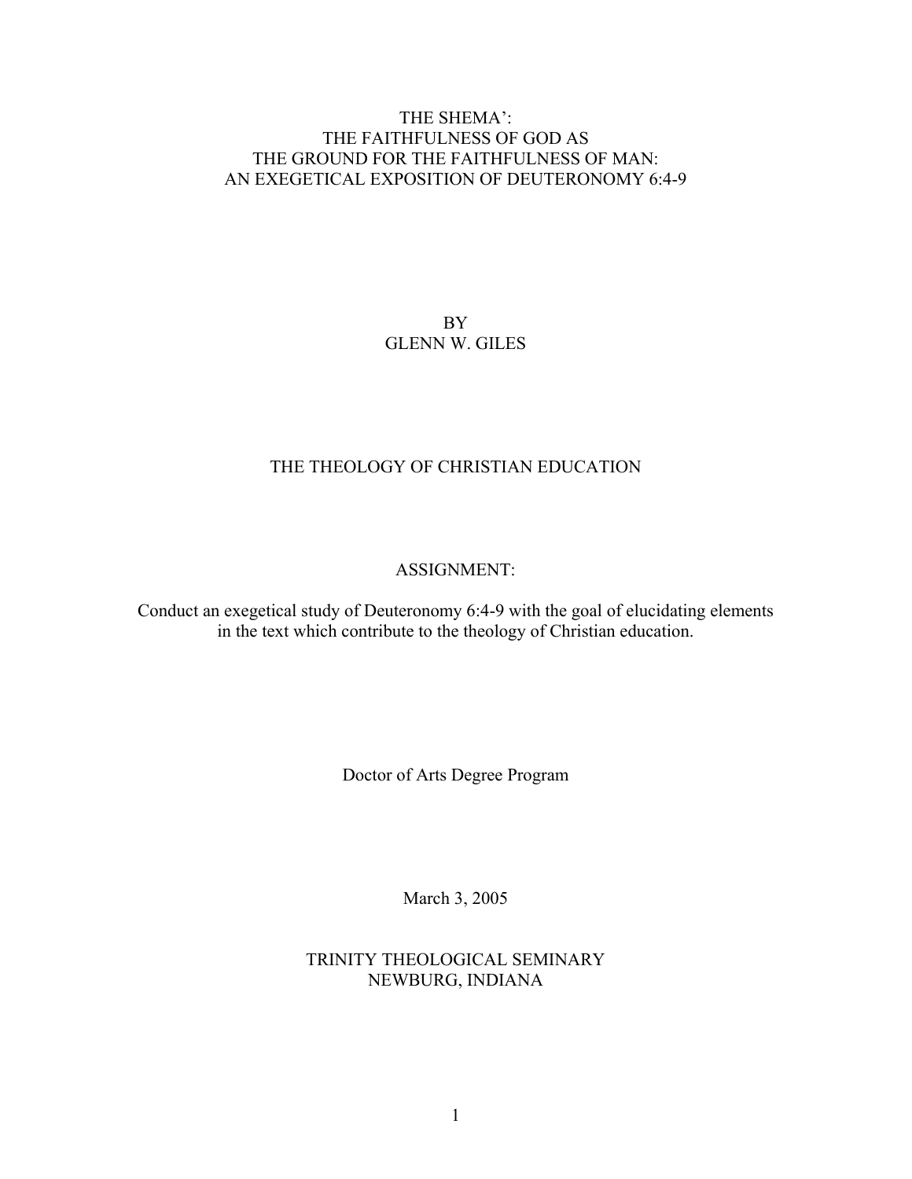# THE SHEMA': THE FAITHFULNESS OF GOD AS THE GROUND FOR THE FAITHFULNESS OF MAN: AN EXEGETICAL EXPOSITION OF DEUTERONOMY 6:4-9

BY
GLENN W. GILES

THE THEOLOGY OF CHRISTIAN EDUCATION

ASSIGNMENT:

Conduct an exegetical study of Deuteronomy 6:4-9 with the goal of elucidating elements in the text which contribute to the theology of Christian education.

Doctor of Arts Degree Program

March 3, 2005

TRINITY THEOLOGICAL SEMINARY
NEWBURG, INDIANA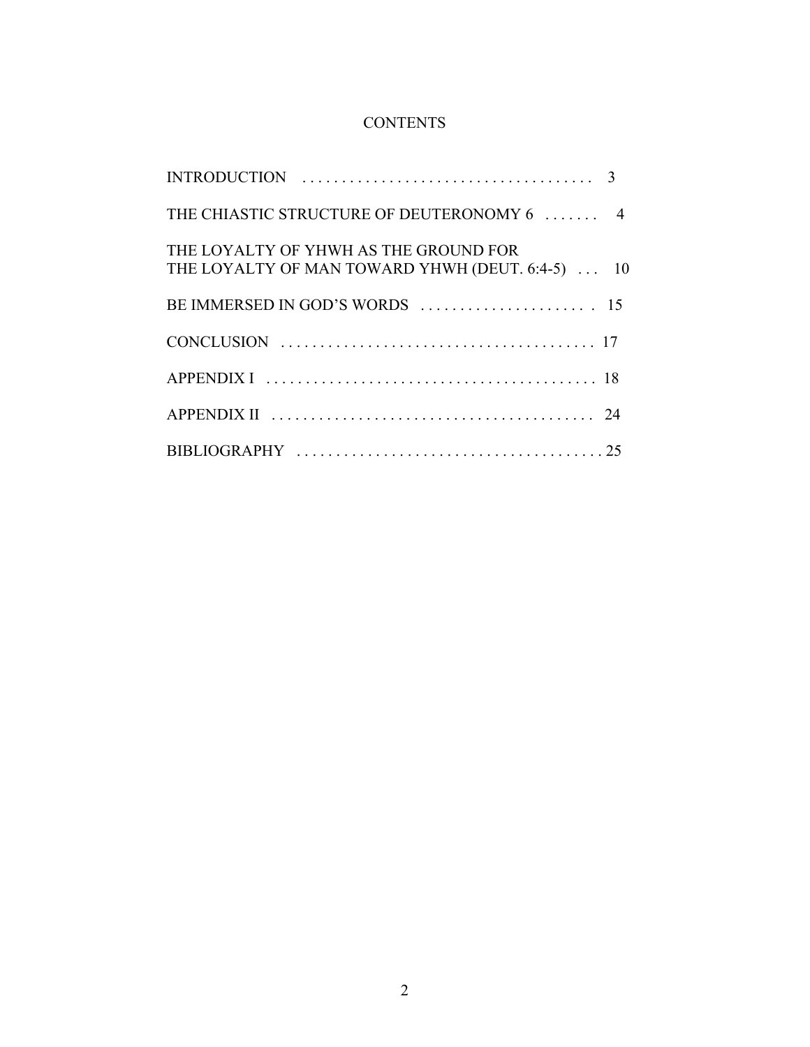# CONTENTS

INTRODUCTION . . . . . . . . . . . . . . . . . . . . . . . . . . . . . . . . . . . . 3

THE CHIASTIC STRUCTURE OF DEUTERONOMY 6 . . . . . . . 4

THE LOYALTY OF YHWH AS THE GROUND FOR
THE LOYALTY OF MAN TOWARD YHWH (DEUT. 6:4-5) . . . 10

BE IMMERSED IN GOD'S WORDS . . . . . . . . . . . . . . . . . . . . . 15

CONCLUSION . . . . . . . . . . . . . . . . . . . . . . . . . . . . . . . . . . . . . . . 17

APPENDIX I . . . . . . . . . . . . . . . . . . . . . . . . . . . . . . . . . . . . . . . . . 18

APPENDIX II . . . . . . . . . . . . . . . . . . . . . . . . . . . . . . . . . . . . . . . . 24

BIBLIOGRAPHY . . . . . . . . . . . . . . . . . . . . . . . . . . . . . . . . . . . . . . 25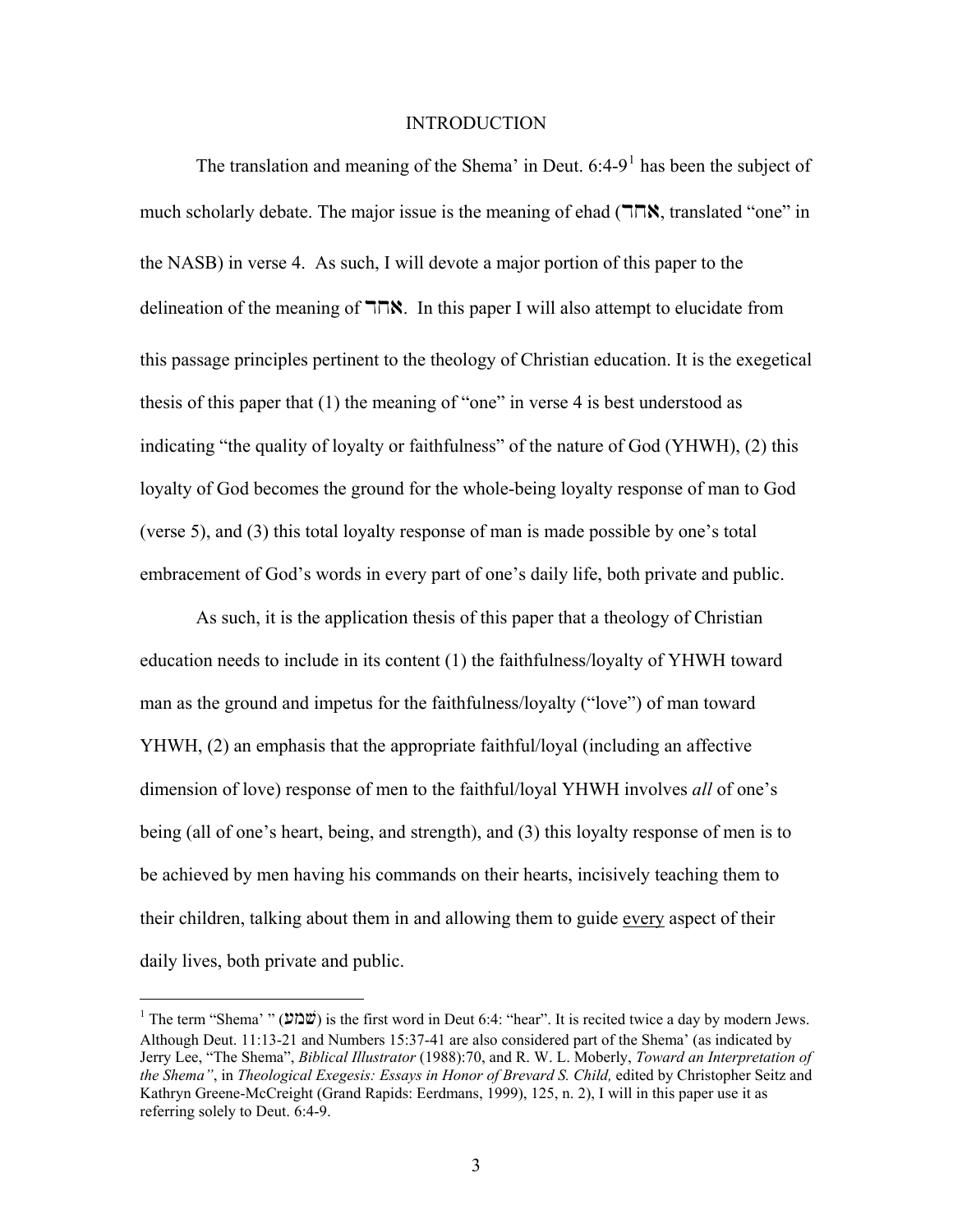# INTRODUCTION

The translation and meaning of the Shema' in Deut. 6:4-9[1] has been the subject of much scholarly debate. The major issue is the meaning of ehad (**אחד**, translated "one" in the NASB) in verse 4. As such, I will devote a major portion of this paper to the delineation of the meaning of **אחד**. In this paper I will also attempt to elucidate from this passage principles pertinent to the theology of Christian education. It is the exegetical thesis of this paper that (1) the meaning of "one" in verse 4 is best understood as indicating "the quality of loyalty or faithfulness" of the nature of God (YHWH), (2) this loyalty of God becomes the ground for the whole-being loyalty response of man to God (verse 5), and (3) this total loyalty response of man is made possible by one's total embracement of God's words in every part of one's daily life, both private and public.

As such, it is the application thesis of this paper that a theology of Christian education needs to include in its content (1) the faithfulness/loyalty of YHWH toward man as the ground and impetus for the faithfulness/loyalty ("love") of man toward YHWH, (2) an emphasis that the appropriate faithful/loyal (including an affective dimension of love) response of men to the faithful/loyal YHWH involves *all* of one's being (all of one's heart, being, and strength), and (3) this loyalty response of men is to be achieved by men having his commands on their hearts, incisively teaching them to their children, talking about them in and allowing them to guide <u>every</u> aspect of their daily lives, both private and public.

---

[1] The term "Shema' " (**שׁמע**) is the first word in Deut 6:4: "hear". It is recited twice a day by modern Jews. Although Deut. 11:13-21 and Numbers 15:37-41 are also considered part of the Shema' (as indicated by Jerry Lee, "The Shema", *Biblical Illustrator* (1988):70, and R. W. L. Moberly, *Toward an Interpretation of the Shema"*, in *Theological Exegesis: Essays in Honor of Brevard S. Child,* edited by Christopher Seitz and Kathryn Greene-McCreight (Grand Rapids: Eerdmans, 1999), 125, n. 2), I will in this paper use it as referring solely to Deut. 6:4-9.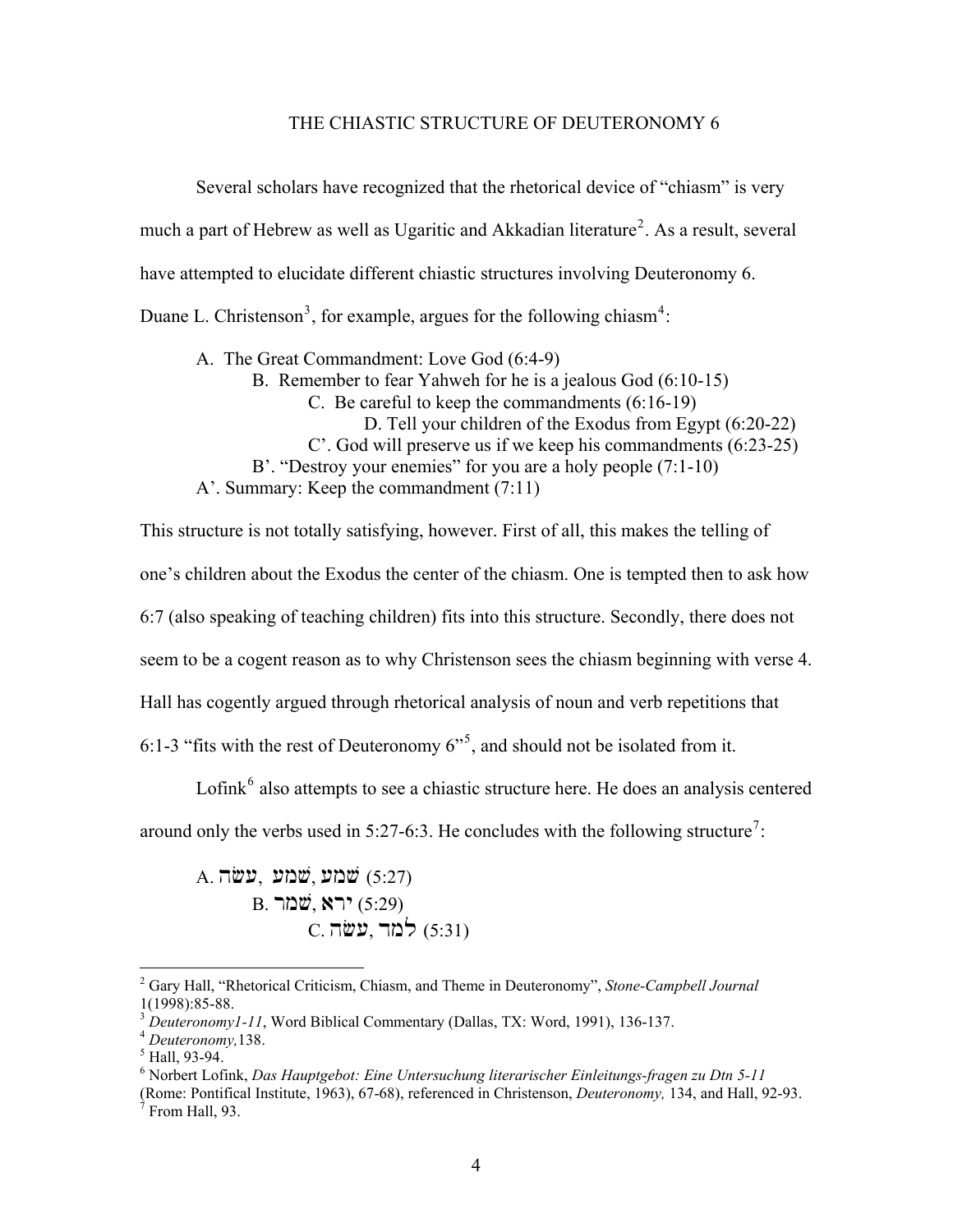# THE CHIASTIC STRUCTURE OF DEUTERONOMY 6

Several scholars have recognized that the rhetorical device of "chiasm" is very much a part of Hebrew as well as Ugaritic and Akkadian literature[2]. As a result, several have attempted to elucidate different chiastic structures involving Deuteronomy 6. Duane L. Christenson[3], for example, argues for the following chiasm[4]:

- A. The Great Commandment: Love God (6:4-9)
  - B. Remember to fear Yahweh for he is a jealous God (6:10-15)
    - C. Be careful to keep the commandments (6:16-19)
      - D. Tell your children of the Exodus from Egypt (6:20-22)
    - C'. God will preserve us if we keep his commandments (6:23-25)
  - B'. "Destroy your enemies" for you are a holy people (7:1-10)
- A'. Summary: Keep the commandment (7:11)

This structure is not totally satisfying, however. First of all, this makes the telling of one's children about the Exodus the center of the chiasm. One is tempted then to ask how 6:7 (also speaking of teaching children) fits into this structure. Secondly, there does not seem to be a cogent reason as to why Christenson sees the chiasm beginning with verse 4. Hall has cogently argued through rhetorical analysis of noun and verb repetitions that 6:1-3 "fits with the rest of Deuteronomy 6"[5], and should not be isolated from it.

Lofink[6] also attempts to see a chiastic structure here. He does an analysis centered around only the verbs used in 5:27-6:3. He concludes with the following structure[7]:

- A. שׁמע ,שׁמע ,עשׂה (5:27)
  - B. ירא ,שׁמר (5:29)
    - C. למד ,עשׂה (5:31)

---

[2] Gary Hall, "Rhetorical Criticism, Chiasm, and Theme in Deuteronomy", *Stone-Campbell Journal* 1(1998):85-88.

[3] *Deuteronomy1-11*, Word Biblical Commentary (Dallas, TX: Word, 1991), 136-137.

[4] *Deuteronomy,*138.

[5] Hall, 93-94.

[6] Norbert Lofink, *Das Hauptgebot: Eine Untersuchung literarischer Einleitungs-fragen zu Dtn 5-11* (Rome: Pontifical Institute, 1963), 67-68), referenced in Christenson, *Deuteronomy,* 134, and Hall, 92-93.

[7] From Hall, 93.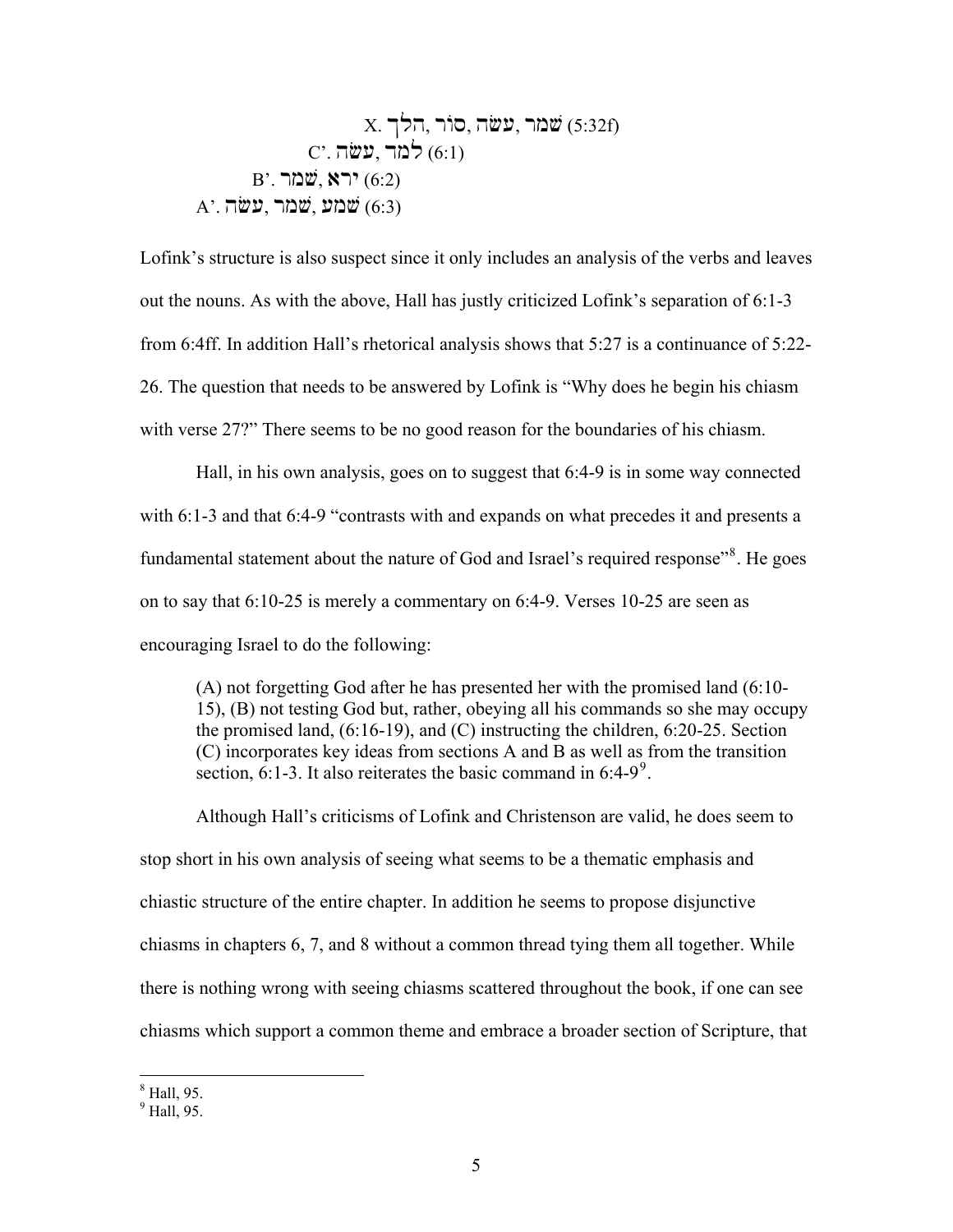X. שמר, עשׂה, סוֹר ,הלך (5:32f)
C'. עשׂה, למד (6:1)
B'. שׁמר ,ירא (6:2)
A'. עשׂה, שׁמר, שׁמע (6:3)

Lofink's structure is also suspect since it only includes an analysis of the verbs and leaves out the nouns. As with the above, Hall has justly criticized Lofink's separation of 6:1-3 from 6:4ff. In addition Hall's rhetorical analysis shows that 5:27 is a continuance of 5:22-26. The question that needs to be answered by Lofink is "Why does he begin his chiasm with verse 27?" There seems to be no good reason for the boundaries of his chiasm.

Hall, in his own analysis, goes on to suggest that 6:4-9 is in some way connected with 6:1-3 and that 6:4-9 "contrasts with and expands on what precedes it and presents a fundamental statement about the nature of God and Israel's required response"[8]. He goes on to say that 6:10-25 is merely a commentary on 6:4-9. Verses 10-25 are seen as encouraging Israel to do the following:

> (A) not forgetting God after he has presented her with the promised land (6:10-15), (B) not testing God but, rather, obeying all his commands so she may occupy the promised land, (6:16-19), and (C) instructing the children, 6:20-25. Section (C) incorporates key ideas from sections A and B as well as from the transition section, 6:1-3. It also reiterates the basic command in 6:4-9[9].

Although Hall's criticisms of Lofink and Christenson are valid, he does seem to stop short in his own analysis of seeing what seems to be a thematic emphasis and chiastic structure of the entire chapter. In addition he seems to propose disjunctive chiasms in chapters 6, 7, and 8 without a common thread tying them all together. While there is nothing wrong with seeing chiasms scattered throughout the book, if one can see chiasms which support a common theme and embrace a broader section of Scripture, that

---

[8] Hall, 95.
[9] Hall, 95.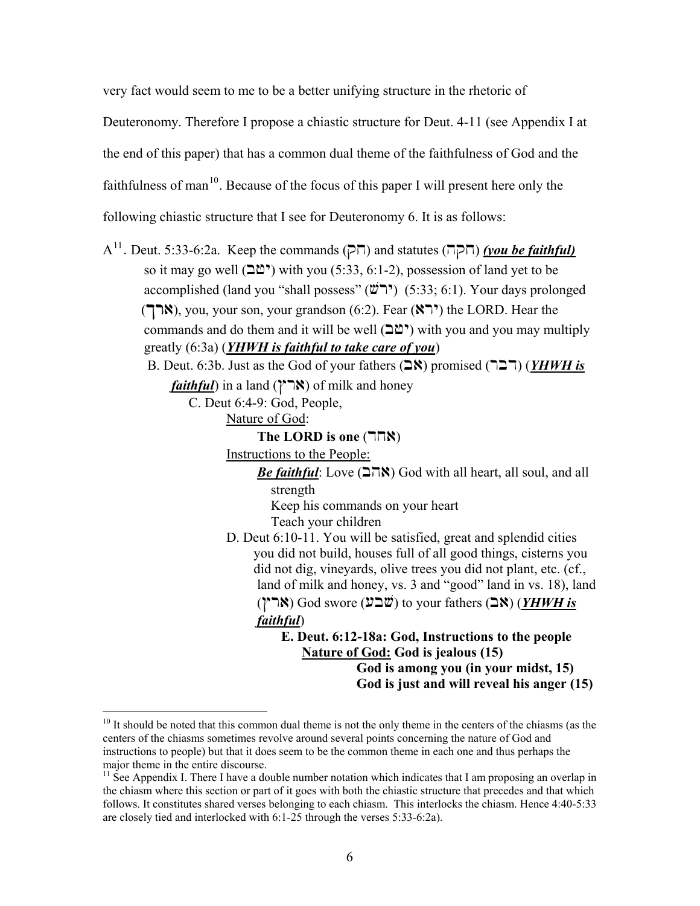very fact would seem to me to be a better unifying structure in the rhetoric of Deuteronomy. Therefore I propose a chiastic structure for Deut. 4-11 (see Appendix I at the end of this paper) that has a common dual theme of the faithfulness of God and the faithfulness of man[10]. Because of the focus of this paper I will present here only the following chiastic structure that I see for Deuteronomy 6. It is as follows:

A[11]. Deut. 5:33-6:2a. Keep the commands (חק) and statutes (חקה) ***(you be faithful)*** so it may go well (יטב) with you (5:33, 6:1-2), possession of land yet to be accomplished (land you "shall possess" (ירשׁ) (5:33; 6:1). Your days prolonged (ארך), you, your son, your grandson (6:2). Fear (ירא) the LORD. Hear the commands and do them and it will be well (יטב) with you and you may multiply greatly (6:3a) (***YHWH is faithful to take care of you***)

> B. Deut. 6:3b. Just as the God of your fathers (אב) promised (דבר) (***YHWH is faithful***) in a land (ארץ) of milk and honey
>
> > C. Deut 6:4-9: God, People,
> >
> > <u>Nature of God</u>:
> >
> > **The LORD is one (אחד)**
> >
> > <u>Instructions to the People:</u>
> >
> > ***Be faithful***: Love (אהב) God with all heart, all soul, and all strength
> > Keep his commands on your heart
> > Teach your children
> >
> > > D. Deut 6:10-11. You will be satisfied, great and splendid cities you did not build, houses full of all good things, cisterns you did not dig, vineyards, olive trees you did not plant, etc. (cf., land of milk and honey, vs. 3 and "good" land in vs. 18), land (ארץ) God swore (שׁבע) to your fathers (אב) (***YHWH is faithful***)
> > >
> > > > **E. Deut. 6:12-18a: God, Instructions to the people**
> > > >
> > > > **<u>Nature of God:</u> God is jealous (15)**
> > > > **God is among you (in your midst, 15)**
> > > > **God is just and will reveal his anger (15)**

---

[10] It should be noted that this common dual theme is not the only theme in the centers of the chiasms (as the centers of the chiasms sometimes revolve around several points concerning the nature of God and instructions to people) but that it does seem to be the common theme in each one and thus perhaps the major theme in the entire discourse.

[11] See Appendix I. There I have a double number notation which indicates that I am proposing an overlap in the chiasm where this section or part of it goes with both the chiastic structure that precedes and that which follows. It constitutes shared verses belonging to each chiasm. This interlocks the chiasm. Hence 4:40-5:33 are closely tied and interlocked with 6:1-25 through the verses 5:33-6:2a).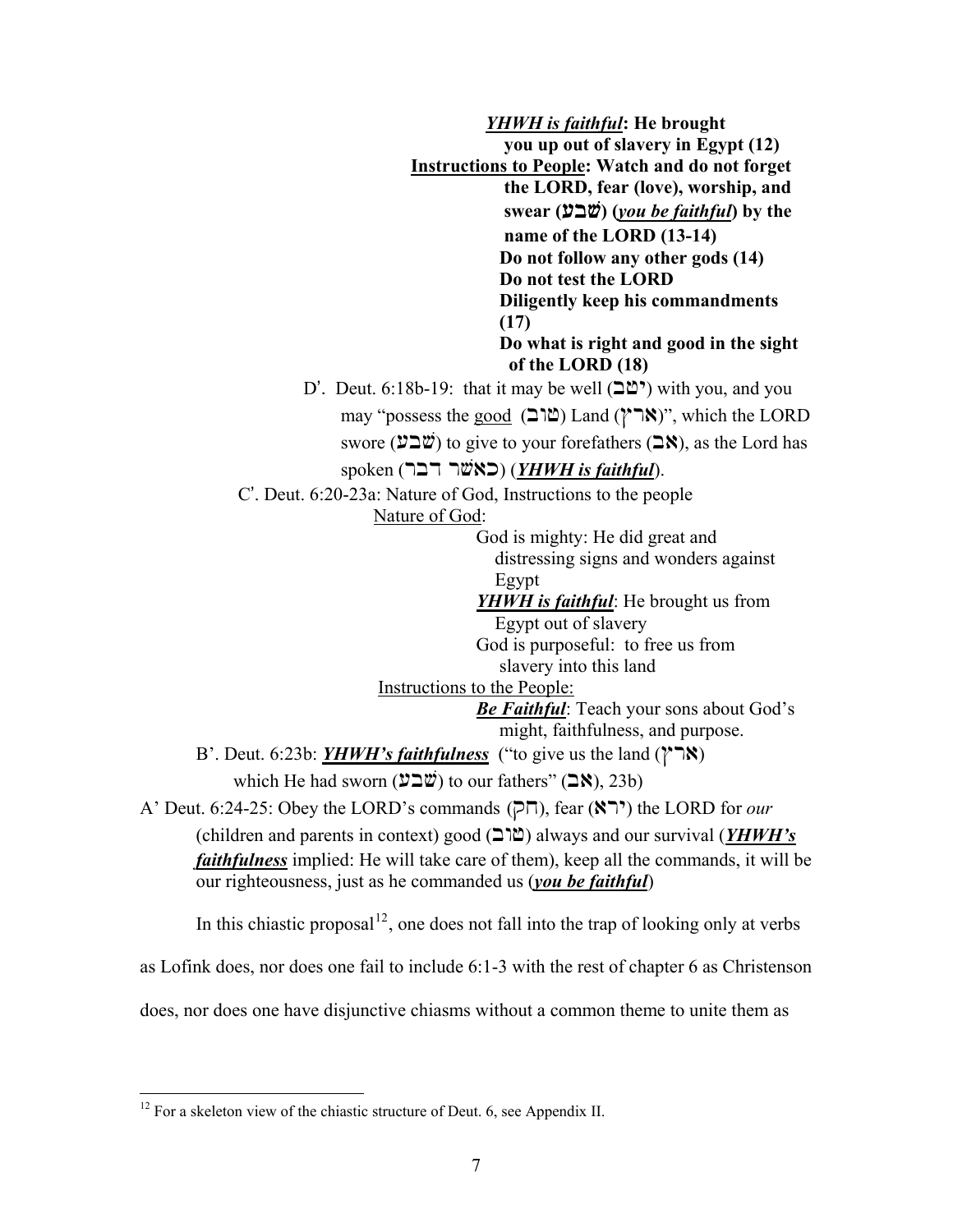***YHWH is faithful*: He brought you up out of slavery in Egypt (12)**

**<u>Instructions to People</u>: Watch and do not forget the LORD, fear (love), worship, and swear (שׁבע) (*you be faithful*) by the name of the LORD (13-14)**

**Do not follow any other gods (14)**

**Do not test the LORD**

**Diligently keep his commandments (17)**

**Do what is right and good in the sight of the LORD (18)**

D'. Deut. 6:18b-19: that it may be well (יטב) with you, and you may "possess the <u>good</u> (טוב) Land (ארץ)", which the LORD swore (שׁבע) to give to your forefathers (אב), as the Lord has spoken (כאשׁר דבר) (***YHWH is faithful***).

C'. Deut. 6:20-23a: Nature of God, Instructions to the people

<u>Nature of God</u>:

God is mighty: He did great and distressing signs and wonders against Egypt

***YHWH is faithful***: He brought us from Egypt out of slavery

God is purposeful: to free us from slavery into this land

<u>Instructions to the People:</u>

***Be Faithful***: Teach your sons about God's might, faithfulness, and purpose.

B'. Deut. 6:23b: ***YHWH's faithfulness*** ("to give us the land (ארץ) which He had sworn (שׁבע) to our fathers" (אב), 23b)

A' Deut. 6:24-25: Obey the LORD's commands (חק), fear (ירא) the LORD for *our* (children and parents in context) good (טוב) always and our survival (***YHWH's faithfulness*** implied: He will take care of them), keep all the commands, it will be our righteousness, just as he commanded us (***you be faithful***)

In this chiastic proposal[12], one does not fall into the trap of looking only at verbs as Lofink does, nor does one fail to include 6:1-3 with the rest of chapter 6 as Christenson does, nor does one have disjunctive chiasms without a common theme to unite them as

[12] For a skeleton view of the chiastic structure of Deut. 6, see Appendix II.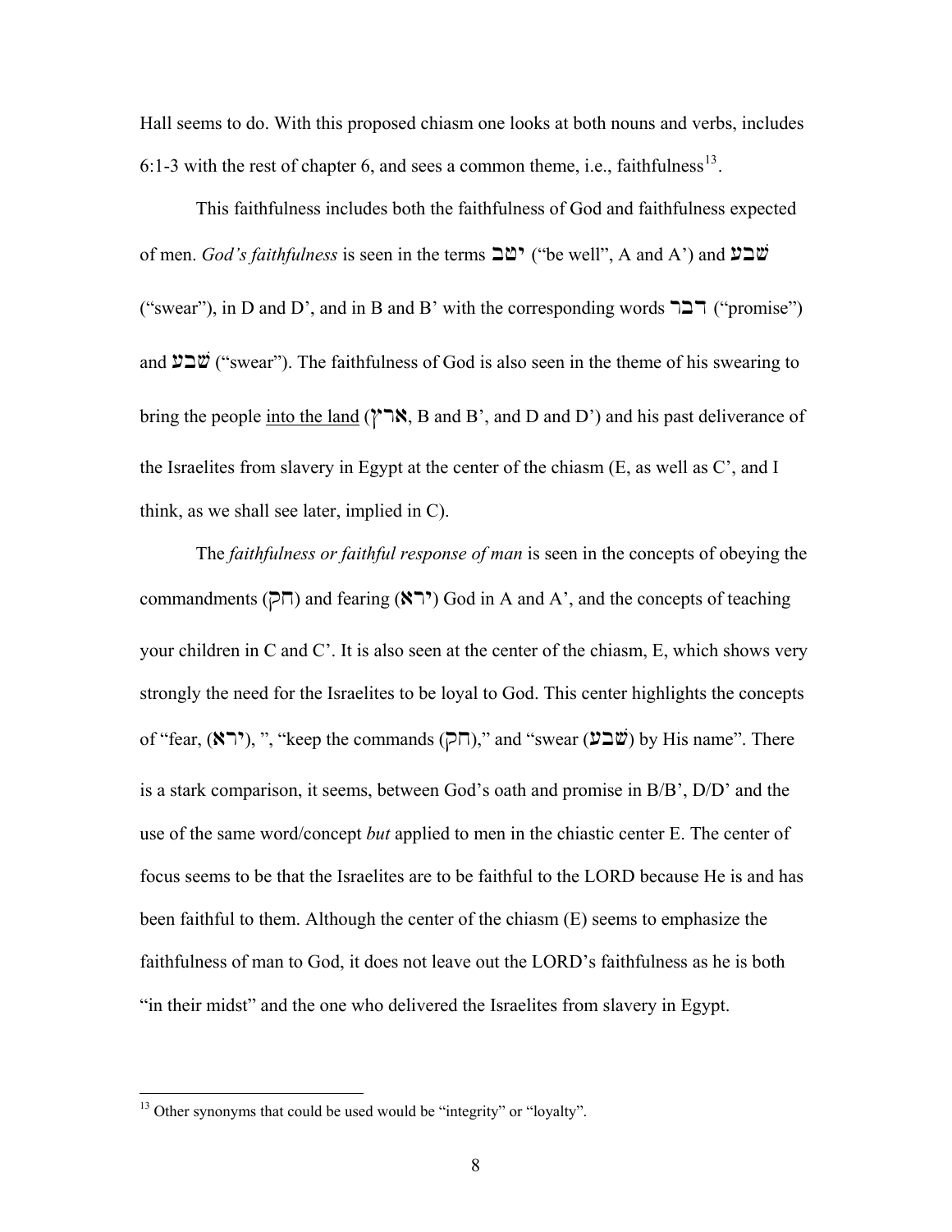Hall seems to do. With this proposed chiasm one looks at both nouns and verbs, includes 6:1-3 with the rest of chapter 6, and sees a common theme, i.e., faithfulness[13].

This faithfulness includes both the faithfulness of God and faithfulness expected of men. *God's faithfulness* is seen in the terms יטב ("be well", A and A') and שׁבע ("swear"), in D and D', and in B and B' with the corresponding words דבר ("promise") and שׁבע ("swear"). The faithfulness of God is also seen in the theme of his swearing to bring the people <u>into the land</u> (ארץ, B and B', and D and D') and his past deliverance of the Israelites from slavery in Egypt at the center of the chiasm (E, as well as C', and I think, as we shall see later, implied in C).

The *faithfulness or faithful response of man* is seen in the concepts of obeying the commandments (חק) and fearing (ירא) God in A and A', and the concepts of teaching your children in C and C'. It is also seen at the center of the chiasm, E, which shows very strongly the need for the Israelites to be loyal to God. This center highlights the concepts of "fear, (ירא), ", "keep the commands (חק)," and "swear (שׁבע) by His name". There is a stark comparison, it seems, between God's oath and promise in B/B', D/D' and the use of the same word/concept *but* applied to men in the chiastic center E. The center of focus seems to be that the Israelites are to be faithful to the LORD because He is and has been faithful to them. Although the center of the chiasm (E) seems to emphasize the faithfulness of man to God, it does not leave out the LORD's faithfulness as he is both "in their midst" and the one who delivered the Israelites from slavery in Egypt.

[13] Other synonyms that could be used would be "integrity" or "loyalty".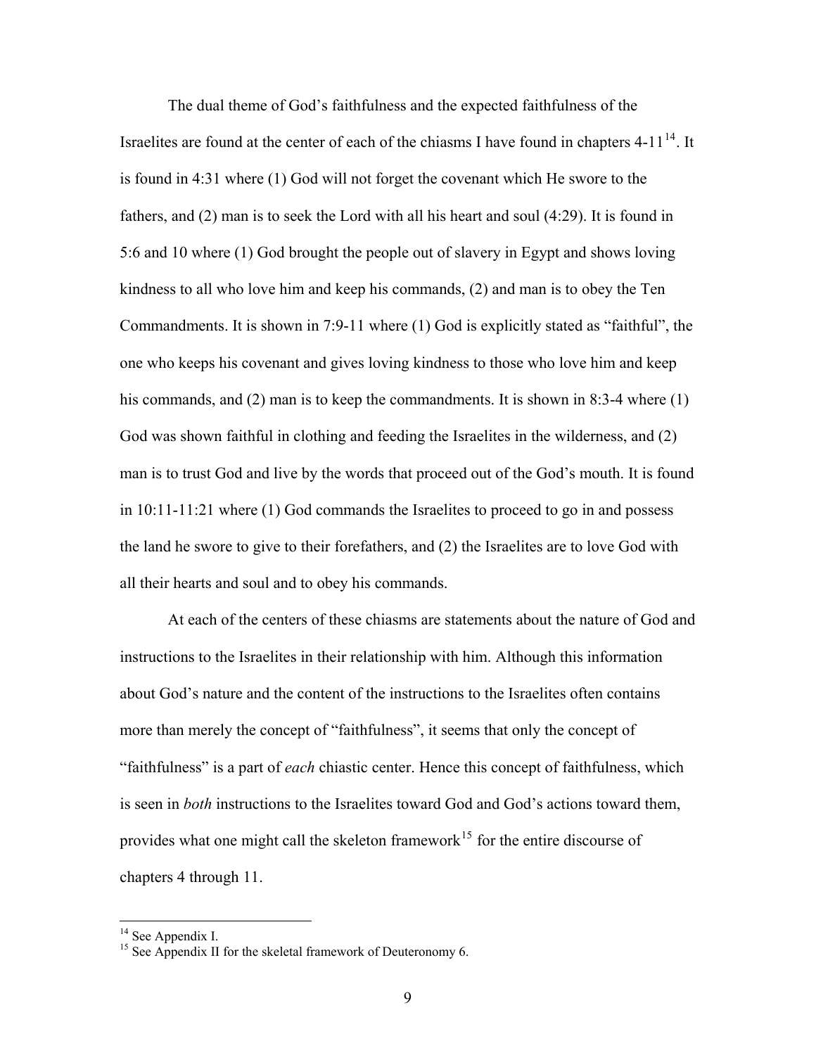The dual theme of God's faithfulness and the expected faithfulness of the Israelites are found at the center of each of the chiasms I have found in chapters 4-11[14]. It is found in 4:31 where (1) God will not forget the covenant which He swore to the fathers, and (2) man is to seek the Lord with all his heart and soul (4:29). It is found in 5:6 and 10 where (1) God brought the people out of slavery in Egypt and shows loving kindness to all who love him and keep his commands, (2) and man is to obey the Ten Commandments. It is shown in 7:9-11 where (1) God is explicitly stated as "faithful", the one who keeps his covenant and gives loving kindness to those who love him and keep his commands, and (2) man is to keep the commandments. It is shown in 8:3-4 where (1) God was shown faithful in clothing and feeding the Israelites in the wilderness, and (2) man is to trust God and live by the words that proceed out of the God's mouth. It is found in 10:11-11:21 where (1) God commands the Israelites to proceed to go in and possess the land he swore to give to their forefathers, and (2) the Israelites are to love God with all their hearts and soul and to obey his commands.

At each of the centers of these chiasms are statements about the nature of God and instructions to the Israelites in their relationship with him. Although this information about God's nature and the content of the instructions to the Israelites often contains more than merely the concept of "faithfulness", it seems that only the concept of "faithfulness" is a part of *each* chiastic center. Hence this concept of faithfulness, which is seen in *both* instructions to the Israelites toward God and God's actions toward them, provides what one might call the skeleton framework[15] for the entire discourse of chapters 4 through 11.

---

[14] See Appendix I.

[15] See Appendix II for the skeletal framework of Deuteronomy 6.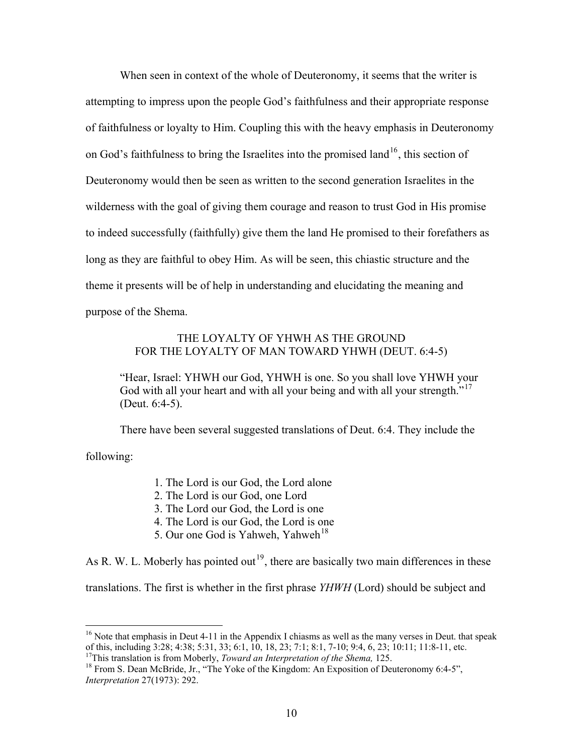When seen in context of the whole of Deuteronomy, it seems that the writer is attempting to impress upon the people God's faithfulness and their appropriate response of faithfulness or loyalty to Him. Coupling this with the heavy emphasis in Deuteronomy on God's faithfulness to bring the Israelites into the promised land[16], this section of Deuteronomy would then be seen as written to the second generation Israelites in the wilderness with the goal of giving them courage and reason to trust God in His promise to indeed successfully (faithfully) give them the land He promised to their forefathers as long as they are faithful to obey Him. As will be seen, this chiastic structure and the theme it presents will be of help in understanding and elucidating the meaning and purpose of the Shema.

## THE LOYALTY OF YHWH AS THE GROUND FOR THE LOYALTY OF MAN TOWARD YHWH (DEUT. 6:4-5)

> "Hear, Israel: YHWH our God, YHWH is one. So you shall love YHWH your God with all your heart and with all your being and with all your strength."[17] (Deut. 6:4-5).

There have been several suggested translations of Deut. 6:4. They include the following:

1. The Lord is our God, the Lord alone
2. The Lord is our God, one Lord
3. The Lord our God, the Lord is one
4. The Lord is our God, the Lord is one
5. Our one God is Yahweh, Yahweh[18]

As R. W. L. Moberly has pointed out[19], there are basically two main differences in these translations. The first is whether in the first phrase *YHWH* (Lord) should be subject and

---

[16] Note that emphasis in Deut 4-11 in the Appendix I chiasms as well as the many verses in Deut. that speak of this, including 3:28; 4:38; 5:31, 33; 6:1, 10, 18, 23; 7:1; 8:1, 7-10; 9:4, 6, 23; 10:11; 11:8-11, etc.

[17] This translation is from Moberly, *Toward an Interpretation of the Shema,* 125.

[18] From S. Dean McBride, Jr., "The Yoke of the Kingdom: An Exposition of Deuteronomy 6:4-5", *Interpretation* 27(1973): 292.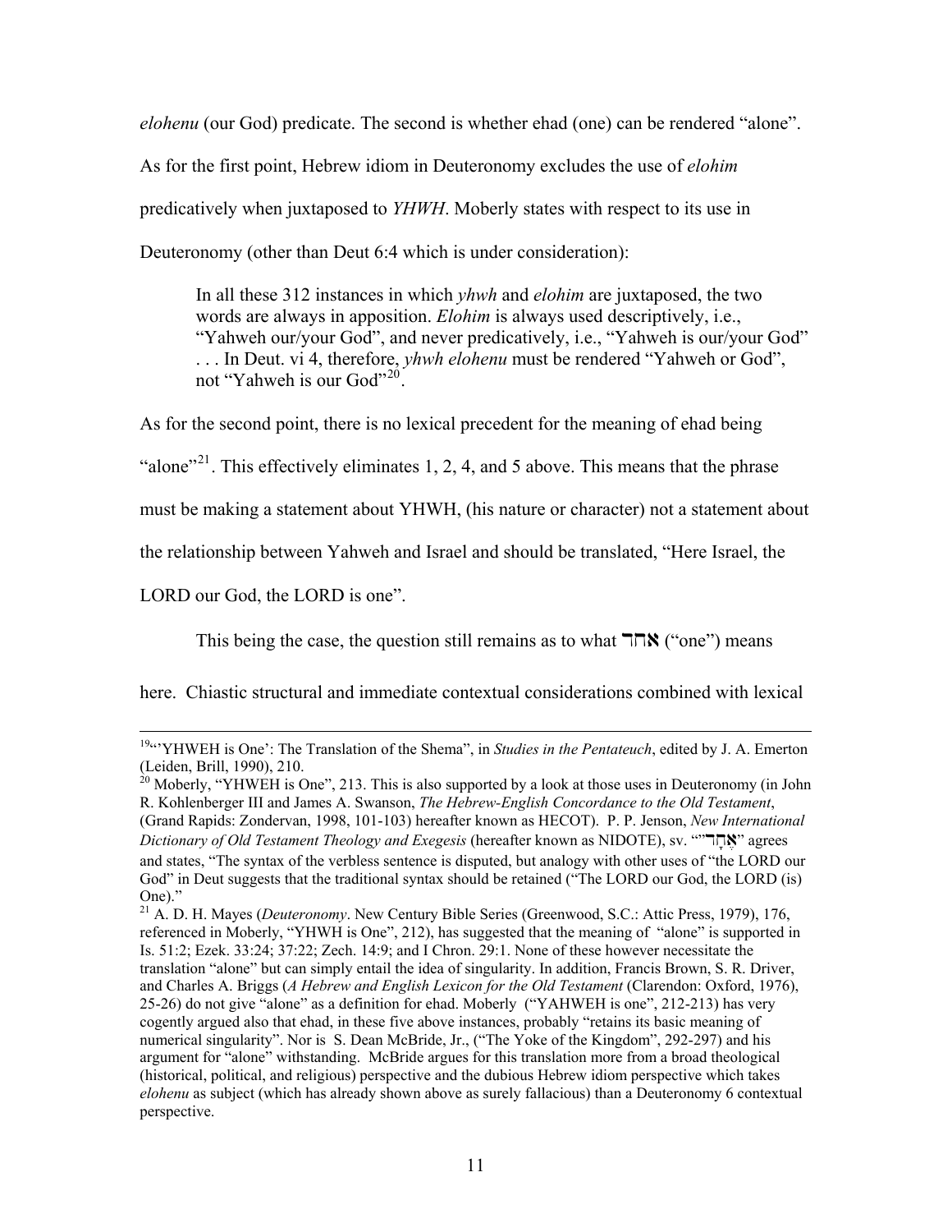*elohenu* (our God) predicate. The second is whether ehad (one) can be rendered "alone". As for the first point, Hebrew idiom in Deuteronomy excludes the use of *elohim* predicatively when juxtaposed to *YHWH*. Moberly states with respect to its use in Deuteronomy (other than Deut 6:4 which is under consideration):

> In all these 312 instances in which *yhwh* and *elohim* are juxtaposed, the two words are always in apposition. *Elohim* is always used descriptively, i.e., "Yahweh our/your God", and never predicatively, i.e., "Yahweh is our/your God" . . . In Deut. vi 4, therefore, *yhwh elohenu* must be rendered "Yahweh or God", not "Yahweh is our God"[20].

As for the second point, there is no lexical precedent for the meaning of ehad being "alone"[21]. This effectively eliminates 1, 2, 4, and 5 above. This means that the phrase must be making a statement about YHWH, (his nature or character) not a statement about the relationship between Yahweh and Israel and should be translated, "Here Israel, the LORD our God, the LORD is one".

This being the case, the question still remains as to what אחד ("one") means here. Chiastic structural and immediate contextual considerations combined with lexical

---

[19] "'YHWEH is One': The Translation of the Shema", in *Studies in the Pentateuch*, edited by J. A. Emerton (Leiden, Brill, 1990), 210.

[20] Moberly, "YHWEH is One", 213. This is also supported by a look at those uses in Deuteronomy (in John R. Kohlenberger III and James A. Swanson, *The Hebrew-English Concordance to the Old Testament*, (Grand Rapids: Zondervan, 1998, 101-103) hereafter known as HECOT). P. P. Jenson, *New International Dictionary of Old Testament Theology and Exegesis* (hereafter known as NIDOTE), sv. ""אֶחָד" agrees and states, "The syntax of the verbless sentence is disputed, but analogy with other uses of "the LORD our God" in Deut suggests that the traditional syntax should be retained ("The LORD our God, the LORD (is) One)."

[21] A. D. H. Mayes (*Deuteronomy*. New Century Bible Series (Greenwood, S.C.: Attic Press, 1979), 176, referenced in Moberly, "YHWH is One", 212), has suggested that the meaning of "alone" is supported in Is. 51:2; Ezek. 33:24; 37:22; Zech. 14:9; and I Chron. 29:1. None of these however necessitate the translation "alone" but can simply entail the idea of singularity. In addition, Francis Brown, S. R. Driver, and Charles A. Briggs (*A Hebrew and English Lexicon for the Old Testament* (Clarendon: Oxford, 1976), 25-26) do not give "alone" as a definition for ehad. Moberly ("YAHWEH is one", 212-213) has very cogently argued also that ehad, in these five above instances, probably "retains its basic meaning of numerical singularity". Nor is S. Dean McBride, Jr., ("The Yoke of the Kingdom", 292-297) and his argument for "alone" withstanding. McBride argues for this translation more from a broad theological (historical, political, and religious) perspective and the dubious Hebrew idiom perspective which takes *elohenu* as subject (which has already shown above as surely fallacious) than a Deuteronomy 6 contextual perspective.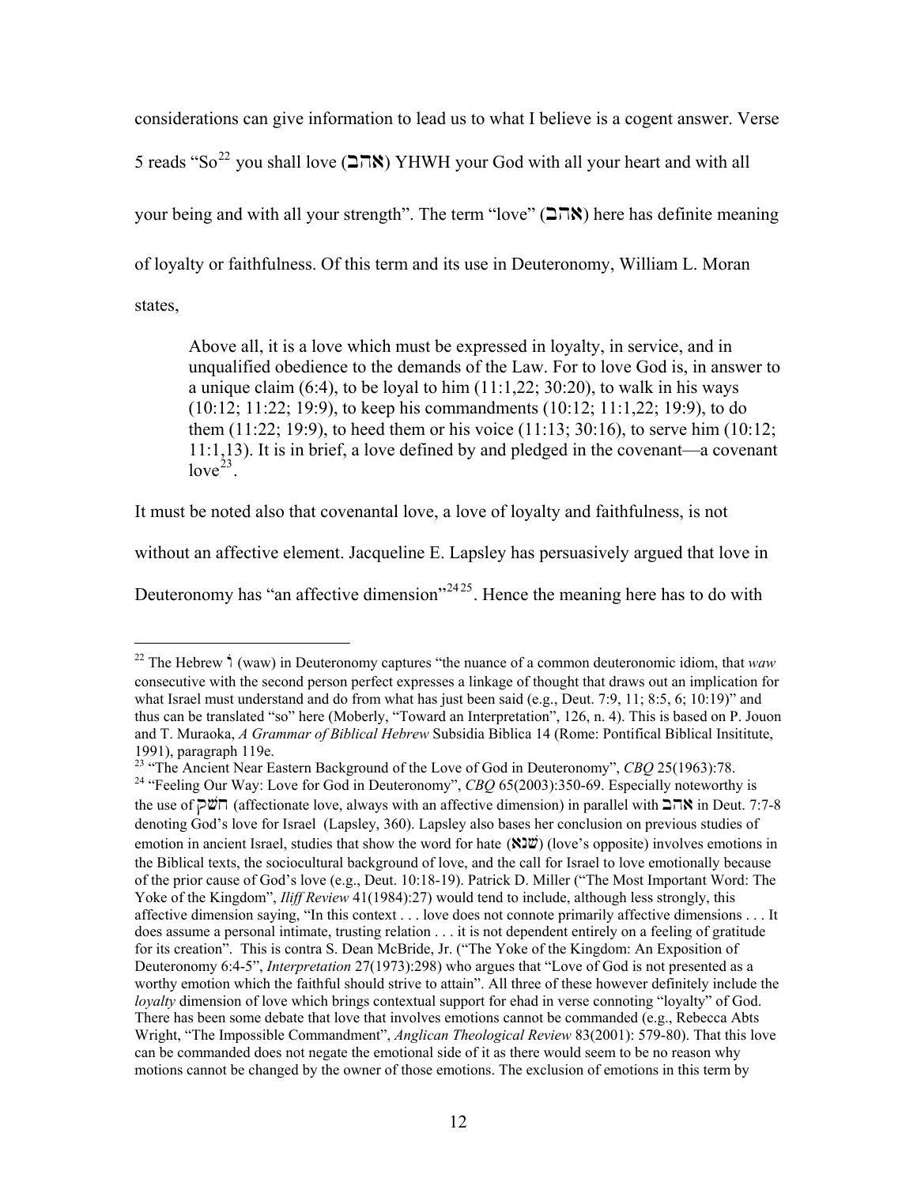considerations can give information to lead us to what I believe is a cogent answer. Verse 5 reads "So[22] you shall love (אהב) YHWH your God with all your heart and with all your being and with all your strength". The term "love" (אהב) here has definite meaning of loyalty or faithfulness. Of this term and its use in Deuteronomy, William L. Moran states,

> Above all, it is a love which must be expressed in loyalty, in service, and in unqualified obedience to the demands of the Law. For to love God is, in answer to a unique claim (6:4), to be loyal to him (11:1,22; 30:20), to walk in his ways (10:12; 11:22; 19:9), to keep his commandments (10:12; 11:1,22; 19:9), to do them (11:22; 19:9), to heed them or his voice (11:13; 30:16), to serve him (10:12; 11:1,13). It is in brief, a love defined by and pledged in the covenant—a covenant love[23].

It must be noted also that covenantal love, a love of loyalty and faithfulness, is not without an affective element. Jacqueline E. Lapsley has persuasively argued that love in Deuteronomy has "an affective dimension"[24][25]. Hence the meaning here has to do with

---

[22] The Hebrew ו (waw) in Deuteronomy captures "the nuance of a common deuteronomic idiom, that *waw* consecutive with the second person perfect expresses a linkage of thought that draws out an implication for what Israel must understand and do from what has just been said (e.g., Deut. 7:9, 11; 8:5, 6; 10:19)" and thus can be translated "so" here (Moberly, "Toward an Interpretation", 126, n. 4). This is based on P. Jouon and T. Muraoka, *A Grammar of Biblical Hebrew* Subsidia Biblica 14 (Rome: Pontifical Biblical Insititute, 1991), paragraph 119e.

[23] "The Ancient Near Eastern Background of the Love of God in Deuteronomy", *CBQ* 25(1963):78.

[24] "Feeling Our Way: Love for God in Deuteronomy", *CBQ* 65(2003):350-69. Especially noteworthy is the use of חשק (affectionate love, always with an affective dimension) in parallel with אהב in Deut. 7:7-8 denoting God's love for Israel (Lapsley, 360). Lapsley also bases her conclusion on previous studies of emotion in ancient Israel, studies that show the word for hate (שׂנא) (love's opposite) involves emotions in the Biblical texts, the sociocultural background of love, and the call for Israel to love emotionally because of the prior cause of God's love (e.g., Deut. 10:18-19). Patrick D. Miller ("The Most Important Word: The Yoke of the Kingdom", *Iliff Review* 41(1984):27) would tend to include, although less strongly, this affective dimension saying, "In this context . . . love does not connote primarily affective dimensions . . . It does assume a personal intimate, trusting relation . . . it is not dependent entirely on a feeling of gratitude for its creation". This is contra S. Dean McBride, Jr. ("The Yoke of the Kingdom: An Exposition of Deuteronomy 6:4-5", *Interpretation* 27(1973):298) who argues that "Love of God is not presented as a worthy emotion which the faithful should strive to attain". All three of these however definitely include the *loyalty* dimension of love which brings contextual support for ehad in verse connoting "loyalty" of God. There has been some debate that love that involves emotions cannot be commanded (e.g., Rebecca Abts Wright, "The Impossible Commandment", *Anglican Theological Review* 83(2001): 579-80). That this love can be commanded does not negate the emotional side of it as there would seem to be no reason why motions cannot be changed by the owner of those emotions. The exclusion of emotions in this term by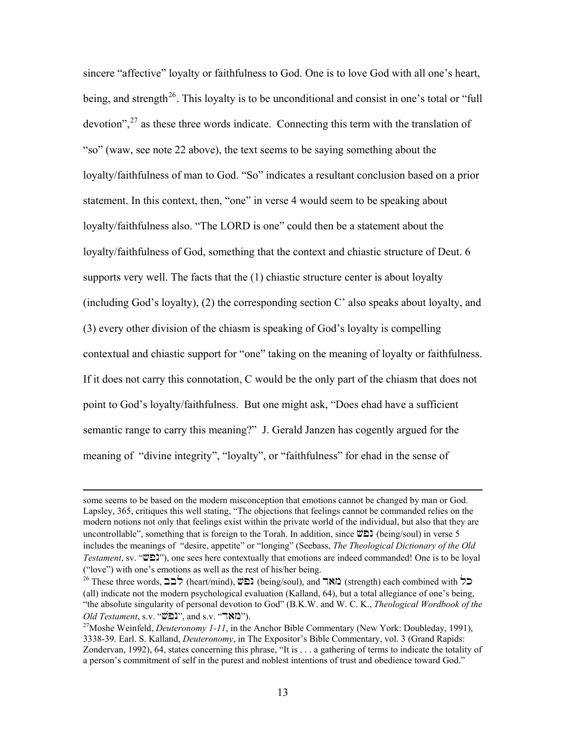sincere "affective" loyalty or faithfulness to God. One is to love God with all one's heart, being, and strength[26]. This loyalty is to be unconditional and consist in one's total or "full devotion",[27] as these three words indicate. Connecting this term with the translation of "so" (waw, see note 22 above), the text seems to be saying something about the loyalty/faithfulness of man to God. "So" indicates a resultant conclusion based on a prior statement. In this context, then, "one" in verse 4 would seem to be speaking about loyalty/faithfulness also. "The LORD is one" could then be a statement about the loyalty/faithfulness of God, something that the context and chiastic structure of Deut. 6 supports very well. The facts that the (1) chiastic structure center is about loyalty (including God's loyalty), (2) the corresponding section C' also speaks about loyalty, and (3) every other division of the chiasm is speaking of God's loyalty is compelling contextual and chiastic support for "one" taking on the meaning of loyalty or faithfulness. If it does not carry this connotation, C would be the only part of the chiasm that does not point to God's loyalty/faithfulness. But one might ask, "Does ehad have a sufficient semantic range to carry this meaning?" J. Gerald Janzen has cogently argued for the meaning of "divine integrity", "loyalty", or "faithfulness" for ehad in the sense of

---

some seems to be based on the modern misconception that emotions cannot be changed by man or God. Lapsley, 365, critiques this well stating, "The objections that feelings cannot be commanded relies on the modern notions not only that feelings exist within the private world of the individual, but also that they are uncontrollable", something that is foreign to the Torah. In addition, since נפשׁ (being/soul) in verse 5 includes the meanings of "desire, appetite" or "longing" (Seebass, *The Theological Dictionary of the Old Testament*, sv. "נפשׁ"), one sees here contextually that emotions are indeed commanded! One is to be loyal ("love") with one's emotions as well as the rest of his/her being.

[26] These three words, לבב (heart/mind), נפשׁ (being/soul), and מאד (strength) each combined with כל (all) indicate not the modern psychological evaluation (Kalland, 64), but a total allegiance of one's being, "the absolute singularity of personal devotion to God" (B.K.W. and W. C. K., *Theological Wordbook of the Old Testament*, s.v. "נפשׁ", and s.v. "מאד").

[27] Moshe Weinfeld, *Deuteronomy 1-11*, in the Anchor Bible Commentary (New York: Doubleday, 1991), 3338-39. Earl. S. Kalland, *Deuteronomy*, in The Expositor's Bible Commentary, vol. 3 (Grand Rapids: Zondervan, 1992), 64, states concerning this phrase, "It is . . . a gathering of terms to indicate the totality of a person's commitment of self in the purest and noblest intentions of trust and obedience toward God."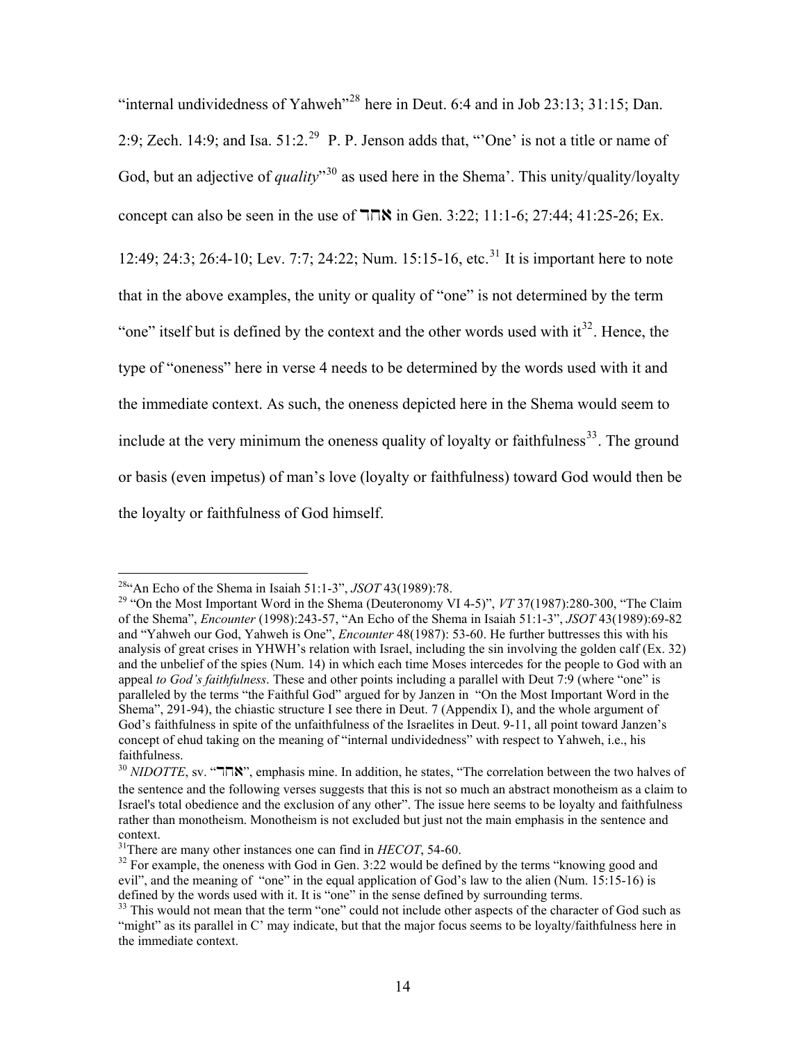"internal undividedness of Yahweh"[28] here in Deut. 6:4 and in Job 23:13; 31:15; Dan. 2:9; Zech. 14:9; and Isa. 51:2.[29] P. P. Jenson adds that, "'One' is not a title or name of God, but an adjective of *quality*"[30] as used here in the Shema'. This unity/quality/loyalty concept can also be seen in the use of **אחד** in Gen. 3:22; 11:1-6; 27:44; 41:25-26; Ex. 12:49; 24:3; 26:4-10; Lev. 7:7; 24:22; Num. 15:15-16, etc.[31] It is important here to note that in the above examples, the unity or quality of "one" is not determined by the term "one" itself but is defined by the context and the other words used with it[32]. Hence, the type of "oneness" here in verse 4 needs to be determined by the words used with it and the immediate context. As such, the oneness depicted here in the Shema would seem to include at the very minimum the oneness quality of loyalty or faithfulness[33]. The ground or basis (even impetus) of man's love (loyalty or faithfulness) toward God would then be the loyalty or faithfulness of God himself.

---

[28] "An Echo of the Shema in Isaiah 51:1-3", *JSOT* 43(1989):78.

[29] "On the Most Important Word in the Shema (Deuteronomy VI 4-5)", *VT* 37(1987):280-300, "The Claim of the Shema", *Encounter* (1998):243-57, "An Echo of the Shema in Isaiah 51:1-3", *JSOT* 43(1989):69-82 and "Yahweh our God, Yahweh is One", *Encounter* 48(1987): 53-60. He further buttresses this with his analysis of great crises in YHWH's relation with Israel, including the sin involving the golden calf (Ex. 32) and the unbelief of the spies (Num. 14) in which each time Moses intercedes for the people to God with an appeal *to God's faithfulness*. These and other points including a parallel with Deut 7:9 (where "one" is paralleled by the terms "the Faithful God" argued for by Janzen in "On the Most Important Word in the Shema", 291-94), the chiastic structure I see there in Deut. 7 (Appendix I), and the whole argument of God's faithfulness in spite of the unfaithfulness of the Israelites in Deut. 9-11, all point toward Janzen's concept of ehud taking on the meaning of "internal undividedness" with respect to Yahweh, i.e., his faithfulness.

[30] *NIDOTTE*, sv. "**אחד**", emphasis mine. In addition, he states, "The correlation between the two halves of the sentence and the following verses suggests that this is not so much an abstract monotheism as a claim to Israel's total obedience and the exclusion of any other". The issue here seems to be loyalty and faithfulness rather than monotheism. Monotheism is not excluded but just not the main emphasis in the sentence and context.

[31] There are many other instances one can find in *HECOT*, 54-60.

[32] For example, the oneness with God in Gen. 3:22 would be defined by the terms "knowing good and evil", and the meaning of "one" in the equal application of God's law to the alien (Num. 15:15-16) is defined by the words used with it. It is "one" in the sense defined by surrounding terms.

[33] This would not mean that the term "one" could not include other aspects of the character of God such as "might" as its parallel in C' may indicate, but that the major focus seems to be loyalty/faithfulness here in the immediate context.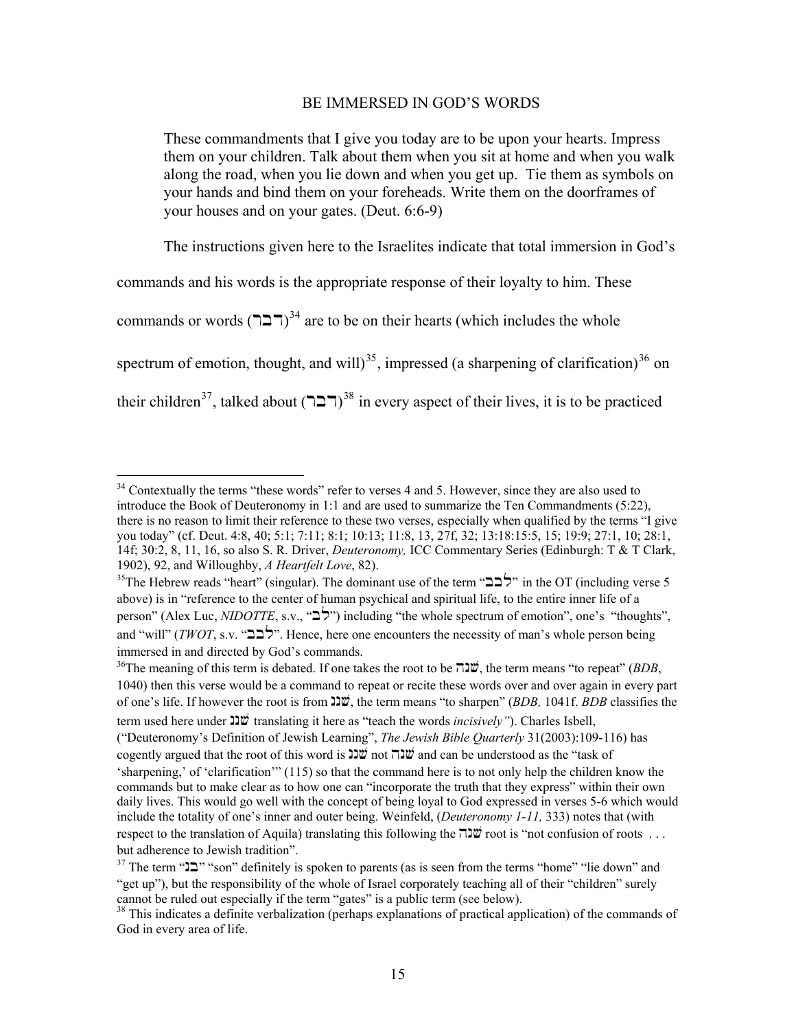## BE IMMERSED IN GOD'S WORDS

> These commandments that I give you today are to be upon your hearts. Impress them on your children. Talk about them when you sit at home and when you walk along the road, when you lie down and when you get up. Tie them as symbols on your hands and bind them on your foreheads. Write them on the doorframes of your houses and on your gates. (Deut. 6:6-9)

The instructions given here to the Israelites indicate that total immersion in God's commands and his words is the appropriate response of their loyalty to him. These commands or words (דבר)[34] are to be on their hearts (which includes the whole spectrum of emotion, thought, and will)[35], impressed (a sharpening of clarification)[36] on their children[37], talked about (דבר)[38] in every aspect of their lives, it is to be practiced

---

[34] Contextually the terms "these words" refer to verses 4 and 5. However, since they are also used to introduce the Book of Deuteronomy in 1:1 and are used to summarize the Ten Commandments (5:22), there is no reason to limit their reference to these two verses, especially when qualified by the terms "I give you today" (cf. Deut. 4:8, 40; 5:1; 7:11; 8:1; 10:13; 11:8, 13, 27f, 32; 13:18:15:5, 15; 19:9; 27:1, 10; 28:1, 14f; 30:2, 8, 11, 16, so also S. R. Driver, *Deuteronomy,* ICC Commentary Series (Edinburgh: T & T Clark, 1902), 92, and Willoughby, *A Heartfelt Love*, 82).

[35] The Hebrew reads "heart" (singular). The dominant use of the term "לבב" in the OT (including verse 5 above) is in "reference to the center of human psychical and spiritual life, to the entire inner life of a person" (Alex Luc, *NIDOTTE*, s.v., "לב") including "the whole spectrum of emotion", one's "thoughts", and "will" (*TWOT*, s.v. "לבב". Hence, here one encounters the necessity of man's whole person being immersed in and directed by God's commands.

[36] The meaning of this term is debated. If one takes the root to be שנה, the term means "to repeat" (*BDB*, 1040) then this verse would be a command to repeat or recite these words over and over again in every part of one's life. If however the root is from שנן, the term means "to sharpen" (*BDB,* 1041f. *BDB* classifies the term used here under שנן translating it here as "teach the words *incisively"*). Charles Isbell, ("Deuteronomy's Definition of Jewish Learning", *The Jewish Bible Quarterly* 31(2003):109-116) has cogently argued that the root of this word is שנן not שנה and can be understood as the "task of 'sharpening,' of 'clarification'" (115) so that the command here is to not only help the children know the commands but to make clear as to how one can "incorporate the truth that they express" within their own daily lives. This would go well with the concept of being loyal to God expressed in verses 5-6 which would include the totality of one's inner and outer being. Weinfeld, (*Deuteronomy 1-11,* 333) notes that (with respect to the translation of Aquila) translating this following the שנה root is "not confusion of roots . . . but adherence to Jewish tradition".

[37] The term "בן" "son" definitely is spoken to parents (as is seen from the terms "home" "lie down" and "get up"), but the responsibility of the whole of Israel corporately teaching all of their "children" surely cannot be ruled out especially if the term "gates" is a public term (see below).

[38] This indicates a definite verbalization (perhaps explanations of practical application) of the commands of God in every area of life.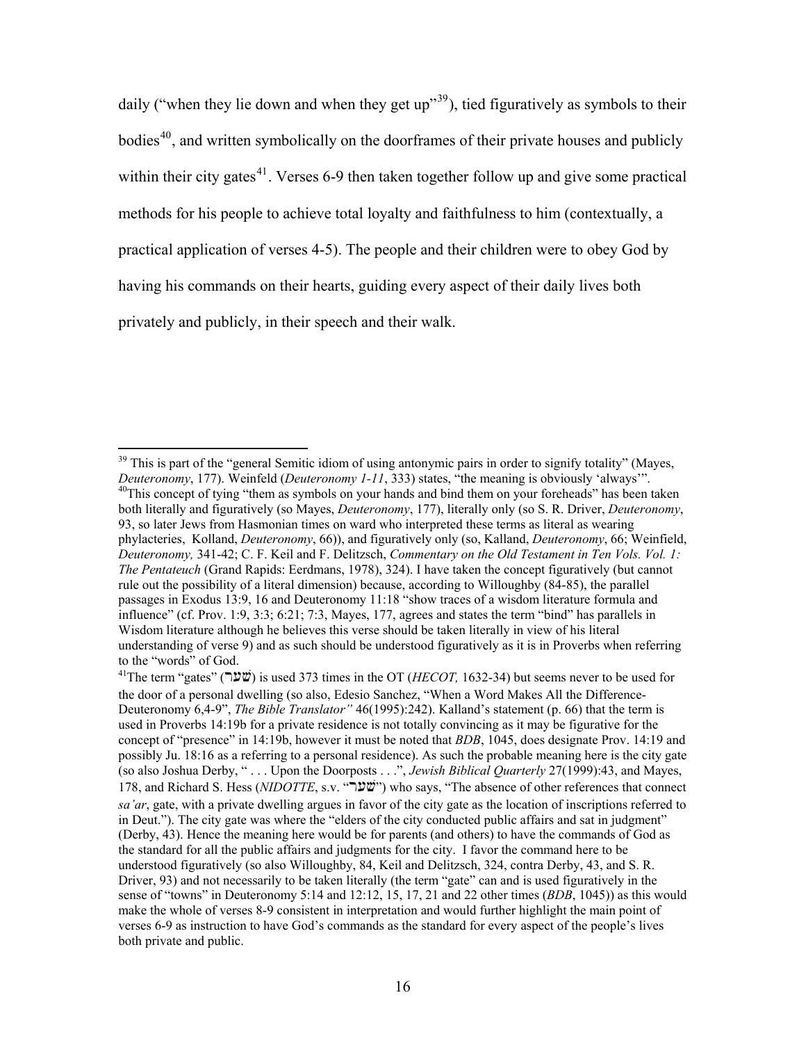daily ("when they lie down and when they get up"[39]), tied figuratively as symbols to their bodies[40], and written symbolically on the doorframes of their private houses and publicly within their city gates[41]. Verses 6-9 then taken together follow up and give some practical methods for his people to achieve total loyalty and faithfulness to him (contextually, a practical application of verses 4-5). The people and their children were to obey God by having his commands on their hearts, guiding every aspect of their daily lives both privately and publicly, in their speech and their walk.

---

[39] This is part of the "general Semitic idiom of using antonymic pairs in order to signify totality" (Mayes, *Deuteronomy*, 177). Weinfeld (*Deuteronomy 1-11*, 333) states, "the meaning is obviously 'always'".

[40]This concept of tying "them as symbols on your hands and bind them on your foreheads" has been taken both literally and figuratively (so Mayes, *Deuteronomy*, 177), literally only (so S. R. Driver, *Deuteronomy*, 93, so later Jews from Hasmonian times on ward who interpreted these terms as literal as wearing phylacteries, Kolland, *Deuteronomy*, 66)), and figuratively only (so, Kalland, *Deuteronomy*, 66; Weinfield, *Deuteronomy,* 341-42; C. F. Keil and F. Delitzsch, *Commentary on the Old Testament in Ten Vols. Vol. 1: The Pentateuch* (Grand Rapids: Eerdmans, 1978), 324). I have taken the concept figuratively (but cannot rule out the possibility of a literal dimension) because, according to Willoughby (84-85), the parallel passages in Exodus 13:9, 16 and Deuteronomy 11:18 "show traces of a wisdom literature formula and influence" (cf. Prov. 1:9, 3:3; 6:21; 7:3, Mayes, 177, agrees and states the term "bind" has parallels in Wisdom literature although he believes this verse should be taken literally in view of his literal understanding of verse 9) and as such should be understood figuratively as it is in Proverbs when referring to the "words" of God.

[41]The term "gates" (שׁער) is used 373 times in the OT (*HECOT,* 1632-34) but seems never to be used for the door of a personal dwelling (so also, Edesio Sanchez, "When a Word Makes All the Difference-Deuteronomy 6,4-9", *The Bible Translator"* 46(1995):242). Kalland's statement (p. 66) that the term is used in Proverbs 14:19b for a private residence is not totally convincing as it may be figurative for the concept of "presence" in 14:19b, however it must be noted that *BDB*, 1045, does designate Prov. 14:19 and possibly Ju. 18:16 as a referring to a personal residence). As such the probable meaning here is the city gate (so also Joshua Derby, " . . . Upon the Doorposts . . .", *Jewish Biblical Quarterly* 27(1999):43, and Mayes, 178, and Richard S. Hess (*NIDOTTE*, s.v. "שׁער") who says, "The absence of other references that connect *sa'ar*, gate, with a private dwelling argues in favor of the city gate as the location of inscriptions referred to in Deut."). The city gate was where the "elders of the city conducted public affairs and sat in judgment" (Derby, 43). Hence the meaning here would be for parents (and others) to have the commands of God as the standard for all the public affairs and judgments for the city. I favor the command here to be understood figuratively (so also Willoughby, 84, Keil and Delitzsch, 324, contra Derby, 43, and S. R. Driver, 93) and not necessarily to be taken literally (the term "gate" can and is used figuratively in the sense of "towns" in Deuteronomy 5:14 and 12:12, 15, 17, 21 and 22 other times (*BDB*, 1045)) as this would make the whole of verses 8-9 consistent in interpretation and would further highlight the main point of verses 6-9 as instruction to have God's commands as the standard for every aspect of the people's lives both private and public.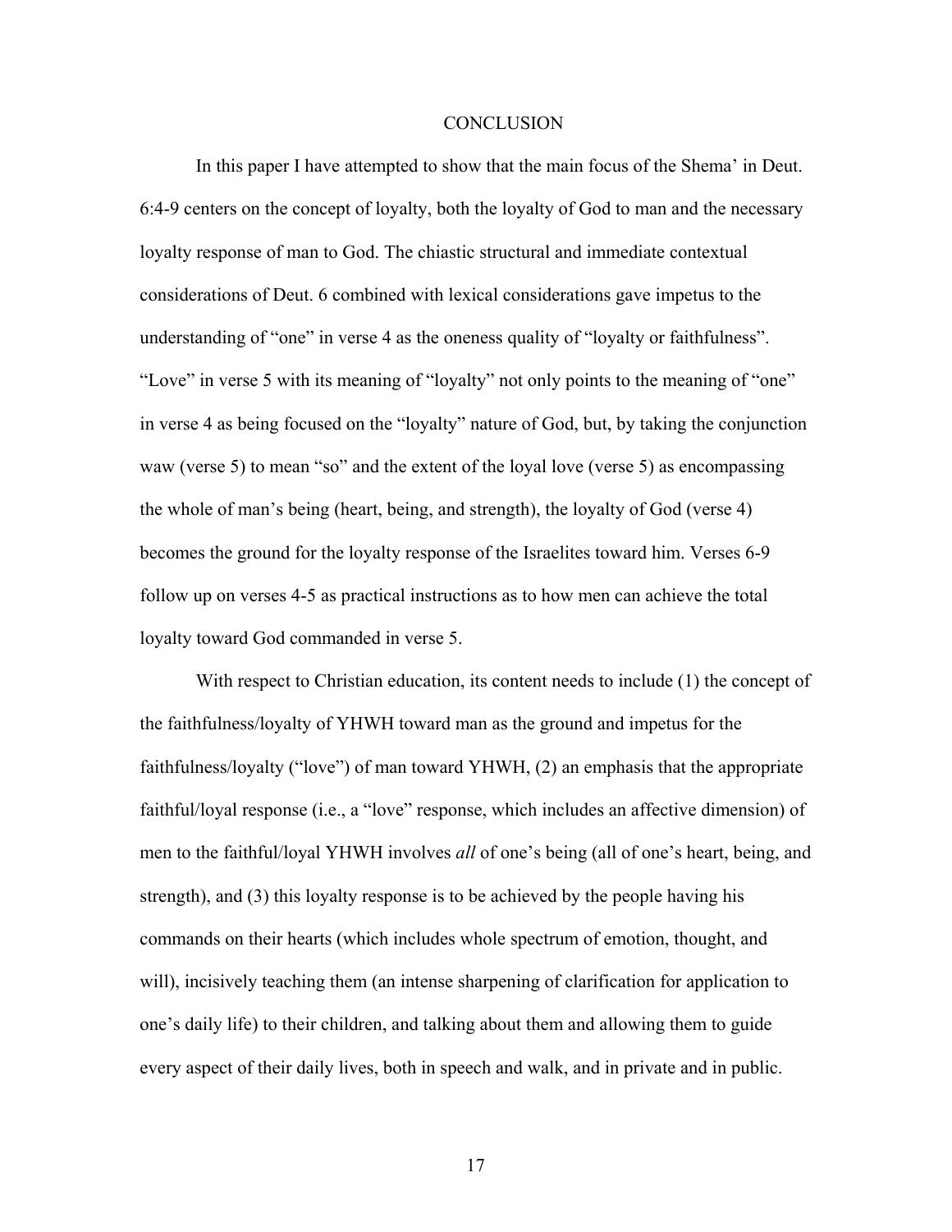# CONCLUSION

In this paper I have attempted to show that the main focus of the Shema' in Deut. 6:4-9 centers on the concept of loyalty, both the loyalty of God to man and the necessary loyalty response of man to God. The chiastic structural and immediate contextual considerations of Deut. 6 combined with lexical considerations gave impetus to the understanding of "one" in verse 4 as the oneness quality of "loyalty or faithfulness". "Love" in verse 5 with its meaning of "loyalty" not only points to the meaning of "one" in verse 4 as being focused on the "loyalty" nature of God, but, by taking the conjunction waw (verse 5) to mean "so" and the extent of the loyal love (verse 5) as encompassing the whole of man's being (heart, being, and strength), the loyalty of God (verse 4) becomes the ground for the loyalty response of the Israelites toward him. Verses 6-9 follow up on verses 4-5 as practical instructions as to how men can achieve the total loyalty toward God commanded in verse 5.

With respect to Christian education, its content needs to include (1) the concept of the faithfulness/loyalty of YHWH toward man as the ground and impetus for the faithfulness/loyalty ("love") of man toward YHWH, (2) an emphasis that the appropriate faithful/loyal response (i.e., a "love" response, which includes an affective dimension) of men to the faithful/loyal YHWH involves *all* of one's being (all of one's heart, being, and strength), and (3) this loyalty response is to be achieved by the people having his commands on their hearts (which includes whole spectrum of emotion, thought, and will), incisively teaching them (an intense sharpening of clarification for application to one's daily life) to their children, and talking about them and allowing them to guide every aspect of their daily lives, both in speech and walk, and in private and in public.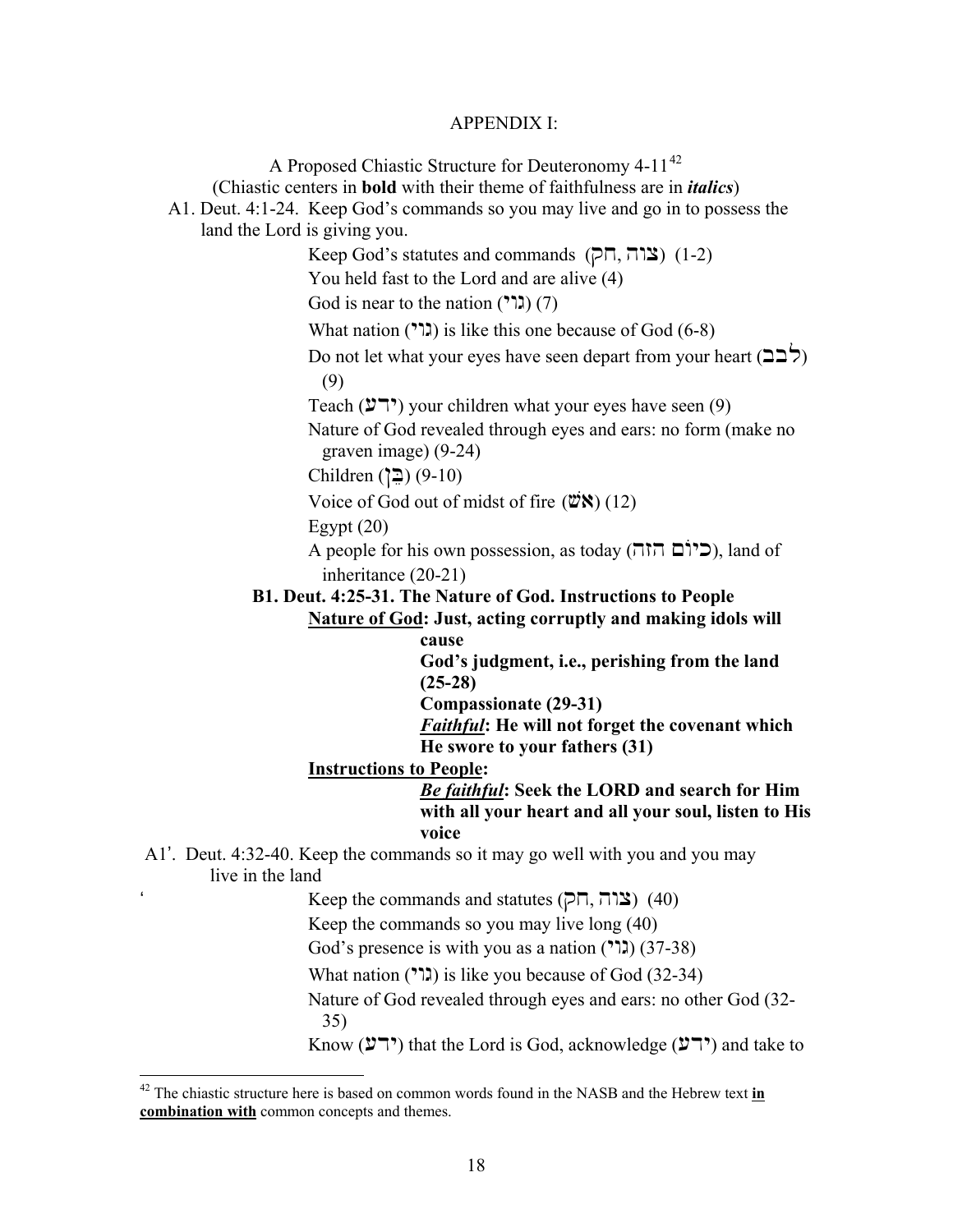APPENDIX I:

A Proposed Chiastic Structure for Deuteronomy 4-11[42]

(Chiastic centers in **bold** with their theme of faithfulness are in ***italics***)

A1. Deut. 4:1-24. Keep God's commands so you may live and go in to possess the land the Lord is giving you.

Keep God's statutes and commands (חק, צוה) (1-2)

You held fast to the Lord and are alive (4)

God is near to the nation (גוי) (7)

What nation (גוי) is like this one because of God (6-8)

Do not let what your eyes have seen depart from your heart (לבב) (9)

Teach (ידע) your children what your eyes have seen (9)

Nature of God revealed through eyes and ears: no form (make no graven image) (9-24)

Children (בֵּן) (9-10)

Voice of God out of midst of fire (אֵשׁ) (12)

Egypt (20)

A people for his own possession, as today (כיום הזה), land of inheritance (20-21)

**B1. Deut. 4:25-31. The Nature of God. Instructions to People**

**<u>Nature of God</u>: Just, acting corruptly and making idols will cause God's judgment, i.e., perishing from the land (25-28)**

**Compassionate (29-31)**

***<u>Faithful</u>*: He will not forget the covenant which He swore to your fathers (31)**

**<u>Instructions to People</u>:**

***<u>Be faithful</u>*: Seek the LORD and search for Him with all your heart and all your soul, listen to His voice**

A1'. Deut. 4:32-40. Keep the commands so it may go well with you and you may live in the land

Keep the commands and statutes (חק, צוה) (40)

Keep the commands so you may live long (40)

God's presence is with you as a nation (גוי) (37-38)

What nation (גוי) is like you because of God (32-34)

Nature of God revealed through eyes and ears: no other God (32-35)

Know (ידע) that the Lord is God, acknowledge (ידע) and take to

[42] The chiastic structure here is based on common words found in the NASB and the Hebrew text **<u>in combination with</u>** common concepts and themes.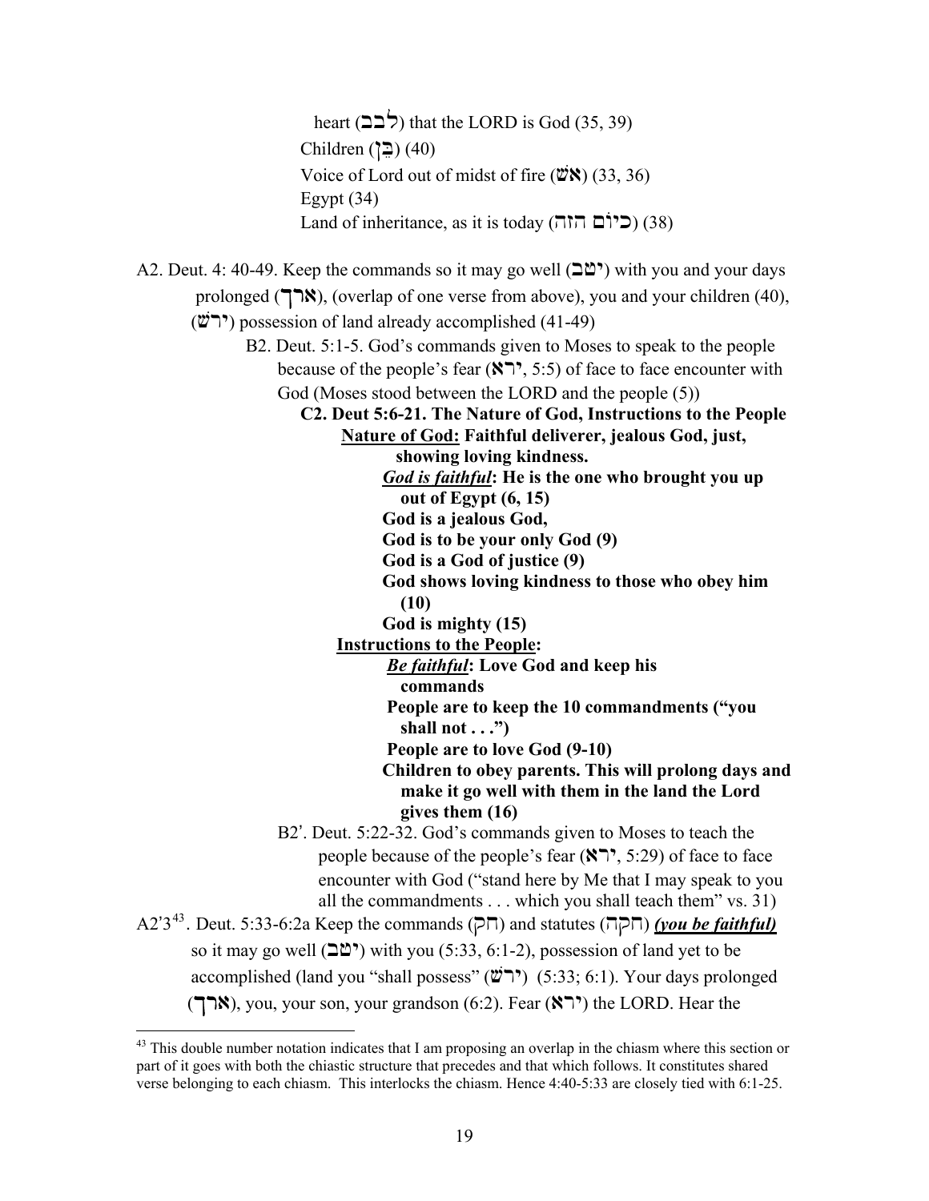heart (לבב) that the LORD is God (35, 39)
Children (בֵּן) (40)
Voice of Lord out of midst of fire (אשׁ) (33, 36)
Egypt (34)
Land of inheritance, as it is today (כיוֹם הזה) (38)

A2. Deut. 4: 40-49. Keep the commands so it may go well (יטב) with you and your days prolonged (ארך), (overlap of one verse from above), you and your children (40), (ירשׁ) possession of land already accomplished (41-49)

B2. Deut. 5:1-5. God's commands given to Moses to speak to the people because of the people's fear (ירא, 5:5) of face to face encounter with God (Moses stood between the LORD and the people (5))

**C2. Deut 5:6-21. The Nature of God, Instructions to the People**

**<u>Nature of God:</u> Faithful deliverer, jealous God, just, showing loving kindness.**

***<u>God is faithful</u>*: He is the one who brought you up out of Egypt (6, 15)**
**God is a jealous God,**
**God is to be your only God (9)**
**God is a God of justice (9)**
**God shows loving kindness to those who obey him (10)**
**God is mighty (15)**

**<u>Instructions to the People</u>:**

***<u>Be faithful</u>*: Love God and keep his commands**
**People are to keep the 10 commandments ("you shall not . . .")**
**People are to love God (9-10)**
**Children to obey parents. This will prolong days and make it go well with them in the land the Lord gives them (16)**

B2'. Deut. 5:22-32. God's commands given to Moses to teach the people because of the people's fear (ירא, 5:29) of face to face encounter with God ("stand here by Me that I may speak to you all the commandments . . . which you shall teach them" vs. 31)

A2'3[43]. Deut. 5:33-6:2a Keep the commands (חק) and statutes (חקה) ***<u>(you be faithful)</u>*** so it may go well (יטב) with you (5:33, 6:1-2), possession of land yet to be accomplished (land you "shall possess" (ירשׁ) (5:33; 6:1). Your days prolonged (ארך), you, your son, your grandson (6:2). Fear (ירא) the LORD. Hear the

---

[43] This double number notation indicates that I am proposing an overlap in the chiasm where this section or part of it goes with both the chiastic structure that precedes and that which follows. It constitutes shared verse belonging to each chiasm. This interlocks the chiasm. Hence 4:40-5:33 are closely tied with 6:1-25.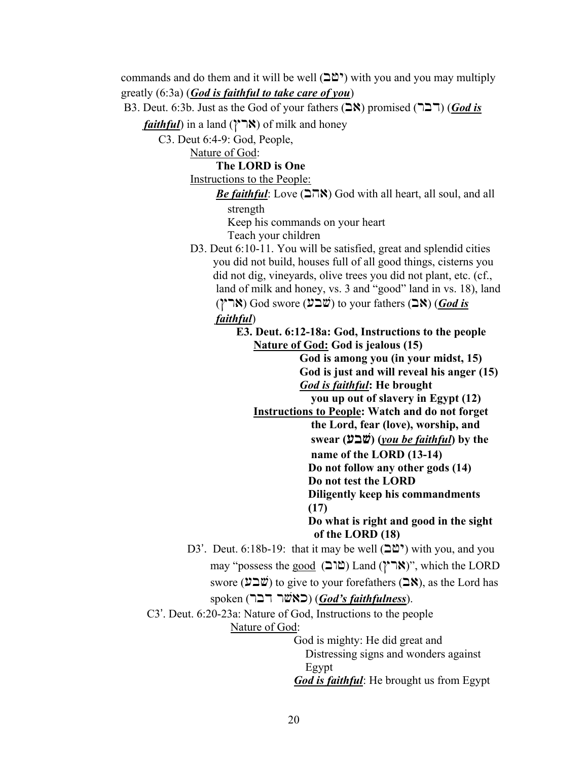commands and do them and it will be well (יטב) with you and you may multiply greatly (6:3a) (***God is faithful to take care of you***)

B3. Deut. 6:3b. Just as the God of your fathers (אב) promised (דבר) (***God is faithful***) in a land (ארץ) of milk and honey

C3. Deut 6:4-9: God, People,

Nature of God:

**The LORD is One**

Instructions to the People:

***Be faithful***: Love (אהב) God with all heart, all soul, and all strength

Keep his commands on your heart

Teach your children

D3. Deut 6:10-11. You will be satisfied, great and splendid cities you did not build, houses full of all good things, cisterns you did not dig, vineyards, olive trees you did not plant, etc. (cf., land of milk and honey, vs. 3 and "good" land in vs. 18), land (ארץ) God swore (שׁבע) to your fathers (אב) (***God is faithful***)

**E3. Deut. 6:12-18a: God, Instructions to the people**

**Nature of God: God is jealous (15)**

**God is among you (in your midst, 15)**

**God is just and will reveal his anger (15)**

***God is faithful*: He brought you up out of slavery in Egypt (12)**

**Instructions to People: Watch and do not forget the Lord, fear (love), worship, and swear (שׁבע) (*you be faithful*) by the name of the LORD (13-14)**

**Do not follow any other gods (14)**

**Do not test the LORD**

**Diligently keep his commandments (17)**

**Do what is right and good in the sight of the LORD (18)**

D3'. Deut. 6:18b-19: that it may be well (יטב) with you, and you may "possess the good (טוב) Land (ארץ)", which the LORD swore (שׁבע) to give to your forefathers (אב), as the Lord has spoken (כאשׁר דבר) (***God's faithfulness***).

C3'. Deut. 6:20-23a: Nature of God, Instructions to the people

Nature of God:

God is mighty: He did great and Distressing signs and wonders against Egypt

***God is faithful***: He brought us from Egypt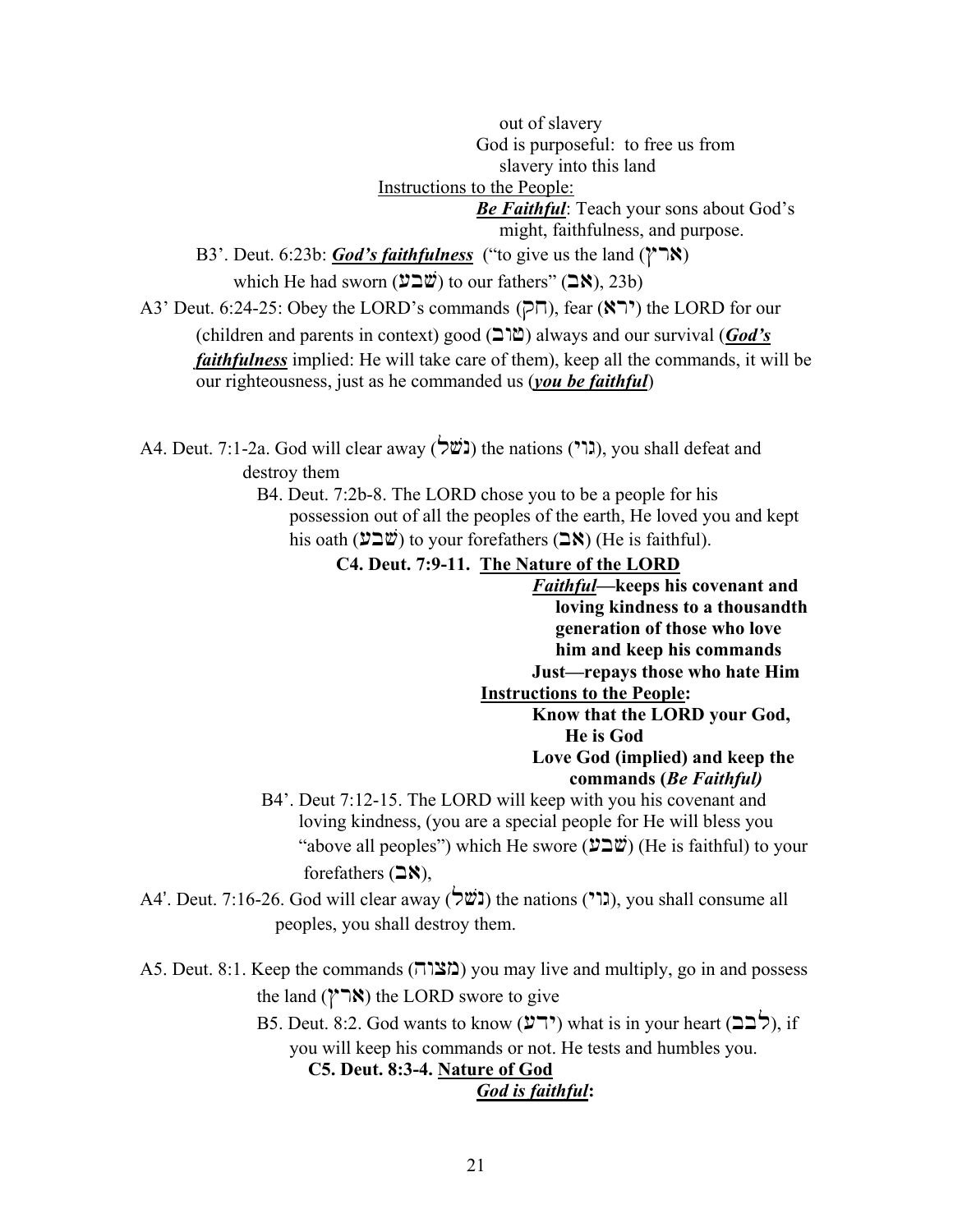out of slavery

God is purposeful: to free us from slavery into this land

<u>Instructions to the People:</u>

***Be Faithful***: Teach your sons about God's might, faithfulness, and purpose.

B3'. Deut. 6:23b: ***God's faithfulness*** ("to give us the land (ארץ) which He had sworn (שׁבע) to our fathers" (אב), 23b)

A3' Deut. 6:24-25: Obey the LORD's commands (חק), fear (ירא) the LORD for our (children and parents in context) good (טוב) always and our survival (***God's faithfulness*** implied: He will take care of them), keep all the commands, it will be our righteousness, just as he commanded us (***you be faithful***)

A4. Deut. 7:1-2a. God will clear away (נשׁל) the nations (גוי), you shall defeat and destroy them

B4. Deut. 7:2b-8. The LORD chose you to be a people for his possession out of all the peoples of the earth, He loved you and kept his oath (שׁבע) to your forefathers (אב) (He is faithful).

**C4. Deut. 7:9-11. <u>The Nature of the LORD</u>**

***Faithful*—keeps his covenant and loving kindness to a thousandth generation of those who love him and keep his commands**

**Just—repays those who hate Him**

**<u>Instructions to the People</u>:**

**Know that the LORD your God, He is God**

**Love God (implied) and keep the commands (*Be Faithful)***

B4'. Deut 7:12-15. The LORD will keep with you his covenant and loving kindness, (you are a special people for He will bless you "above all peoples") which He swore (שׁבע) (He is faithful) to your forefathers (אב),

A4'. Deut. 7:16-26. God will clear away (נשׁל) the nations (גוי), you shall consume all peoples, you shall destroy them.

A5. Deut. 8:1. Keep the commands (מצוה) you may live and multiply, go in and possess the land (ארץ) the LORD swore to give

B5. Deut. 8:2. God wants to know (ידע) what is in your heart (לבב), if you will keep his commands or not. He tests and humbles you.

**C5. Deut. 8:3-4. <u>Nature of God</u>**

***<u>God is faithful</u>*:**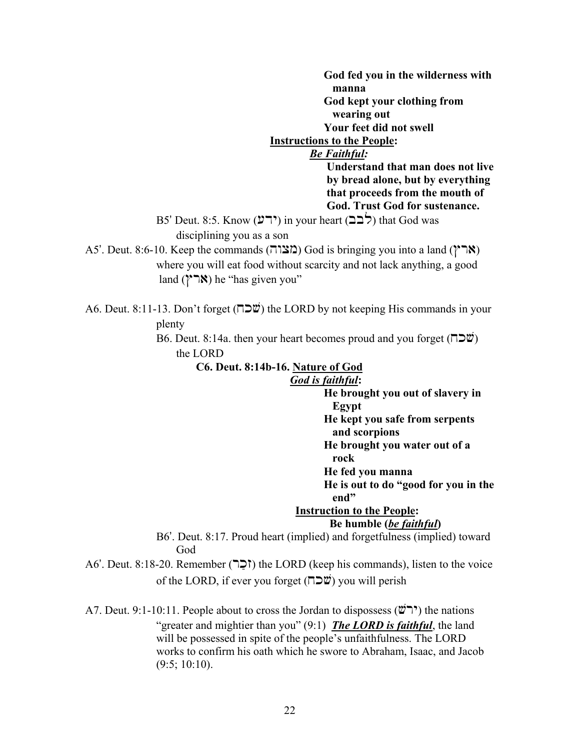**God fed you in the wilderness with manna**

**God kept your clothing from wearing out**

**Your feet did not swell**

**<u>Instructions to the People</u>:**

***<u>Be Faithful</u>:***

**Understand that man does not live by bread alone, but by everything that proceeds from the mouth of God. Trust God for sustenance.**

B5' Deut. 8:5. Know (ידע) in your heart (לבב) that God was disciplining you as a son

A5'. Deut. 8:6-10. Keep the commands (מצוה) God is bringing you into a land (ארץ) where you will eat food without scarcity and not lack anything, a good land (ארץ) he "has given you"

A6. Deut. 8:11-13. Don't forget (שׁכח) the LORD by not keeping His commands in your plenty

B6. Deut. 8:14a. then your heart becomes proud and you forget (שׁכח) the LORD

**C6. Deut. 8:14b-16. <u>Nature of God</u>**

***<u>God is faithful</u>*:**

**He brought you out of slavery in Egypt**

**He kept you safe from serpents and scorpions**

**He brought you water out of a rock**

**He fed you manna**

**He is out to do "good for you in the end"**

**<u>Instruction to the People</u>:**

**Be humble (*<u>be faithful</u>*)**

B6'. Deut. 8:17. Proud heart (implied) and forgetfulness (implied) toward God

A6'. Deut. 8:18-20. Remember (זָכַר) the LORD (keep his commands), listen to the voice of the LORD, if ever you forget (שׁכח) you will perish

A7. Deut. 9:1-10:11. People about to cross the Jordan to dispossess (ירשׁ) the nations "greater and mightier than you" (9:1) ***<u>The LORD is faithful</u>***, the land will be possessed in spite of the people's unfaithfulness. The LORD works to confirm his oath which he swore to Abraham, Isaac, and Jacob (9:5; 10:10).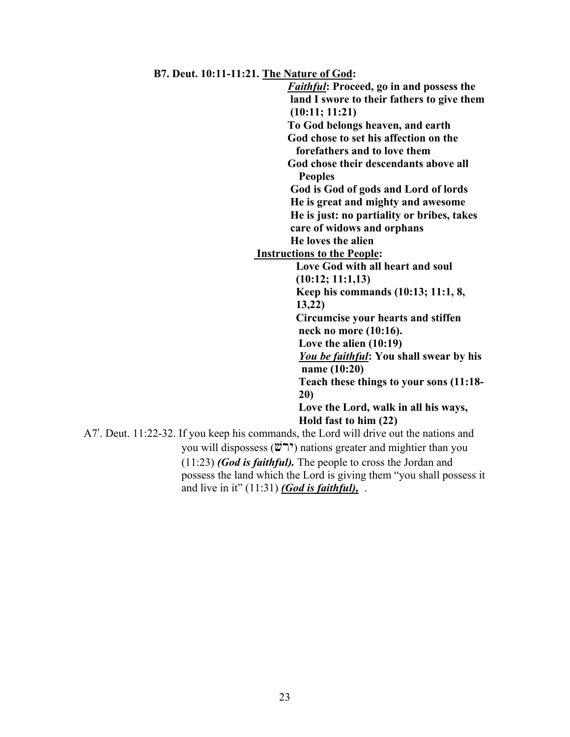**B7. Deut. 10:11-11:21. <u>The Nature of God</u>:**

***<u>Faithful</u>*: Proceed, go in and possess the land I swore to their fathers to give them (10:11; 11:21)**

**To God belongs heaven, and earth**

**God chose to set his affection on the forefathers and to love them**

**God chose their descendants above all Peoples**

**God is God of gods and Lord of lords**

**He is great and mighty and awesome**

**He is just: no partiality or bribes, takes care of widows and orphans**

**He loves the alien**

**<u>Instructions to the People</u>:**

**Love God with all heart and soul (10:12; 11:1,13)**

**Keep his commands (10:13; 11:1, 8, 13,22)**

**Circumcise your hearts and stiffen neck no more (10:16).**

**Love the alien (10:19)**

***<u>You be faithful</u>*: You shall swear by his name (10:20)**

**Teach these things to your sons (11:18-20)**

**Love the Lord, walk in all his ways, Hold fast to him (22)**

A7'. Deut. 11:22-32. If you keep his commands, the Lord will drive out the nations and you will dispossess (ירשׁ) nations greater and mightier than you (11:23) ***(God is faithful).*** The people to cross the Jordan and possess the land which the Lord is giving them "you shall possess it and live in it" (11:31) ***<u>(God is faithful),</u>*** .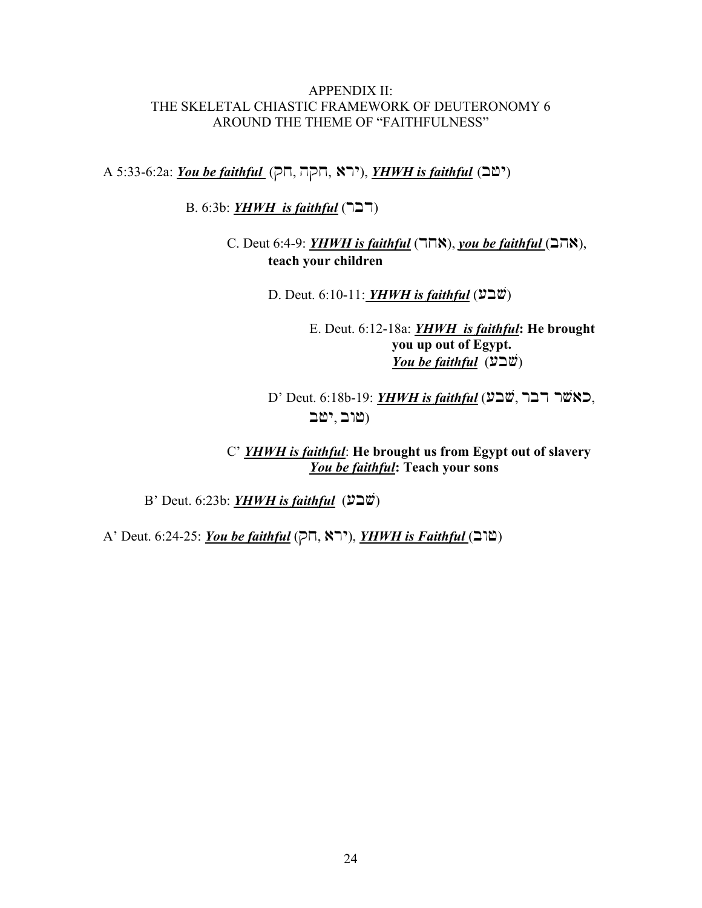APPENDIX II:
THE SKELETAL CHIASTIC FRAMEWORK OF DEUTERONOMY 6
AROUND THE THEME OF "FAITHFULNESS"

A 5:33-6:2a: ***You be faithful*** (חק, חקה, ירא), ***YHWH is faithful*** (יטב)

B. 6:3b: ***YHWH is faithful*** (דבר)

C. Deut 6:4-9: ***YHWH is faithful*** (אחד), ***you be faithful*** (אהב), **teach your children**

D. Deut. 6:10-11: ***YHWH is faithful*** (שׁבע)

E. Deut. 6:12-18a: ***YHWH is faithful*: He brought you up out of Egypt.**
***You be faithful*** (שׁבע)

D' Deut. 6:18b-19: ***YHWH is faithful*** (שׁבע, כאשר דבר, טוב, יטב)

C' ***YHWH is faithful*: He brought us from Egypt out of slavery**
***You be faithful*: Teach your sons**

B' Deut. 6:23b: ***YHWH is faithful*** (שׁבע)

A' Deut. 6:24-25: ***You be faithful*** (חק, ירא), ***YHWH is Faithful*** (טוב)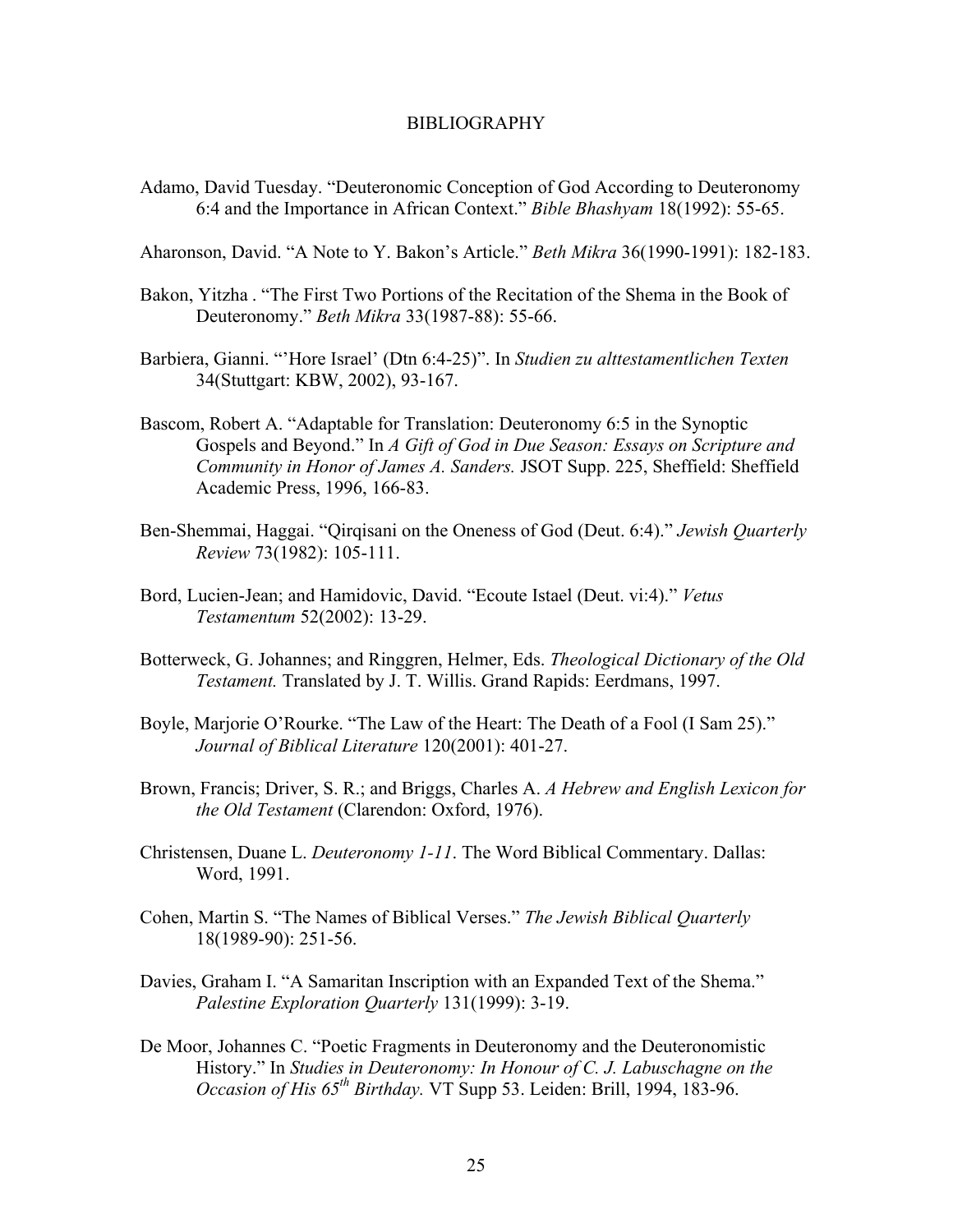# BIBLIOGRAPHY

Adamo, David Tuesday. "Deuteronomic Conception of God According to Deuteronomy 6:4 and the Importance in African Context." *Bible Bhashyam* 18(1992): 55-65.

Aharonson, David. "A Note to Y. Bakon's Article." *Beth Mikra* 36(1990-1991): 182-183.

Bakon, Yitzha . "The First Two Portions of the Recitation of the Shema in the Book of Deuteronomy." *Beth Mikra* 33(1987-88): 55-66.

Barbiera, Gianni. "'Hore Israel' (Dtn 6:4-25)". In *Studien zu alttestamentlichen Texten* 34(Stuttgart: KBW, 2002), 93-167.

Bascom, Robert A. "Adaptable for Translation: Deuteronomy 6:5 in the Synoptic Gospels and Beyond." In *A Gift of God in Due Season: Essays on Scripture and Community in Honor of James A. Sanders.* JSOT Supp. 225, Sheffield: Sheffield Academic Press, 1996, 166-83.

Ben-Shemmai, Haggai. "Qirqisani on the Oneness of God (Deut. 6:4)." *Jewish Quarterly Review* 73(1982): 105-111.

Bord, Lucien-Jean; and Hamidovic, David. "Ecoute Istael (Deut. vi:4)." *Vetus Testamentum* 52(2002): 13-29.

Botterweck, G. Johannes; and Ringgren, Helmer, Eds. *Theological Dictionary of the Old Testament.* Translated by J. T. Willis. Grand Rapids: Eerdmans, 1997.

Boyle, Marjorie O'Rourke. "The Law of the Heart: The Death of a Fool (I Sam 25)." *Journal of Biblical Literature* 120(2001): 401-27.

Brown, Francis; Driver, S. R.; and Briggs, Charles A. *A Hebrew and English Lexicon for the Old Testament* (Clarendon: Oxford, 1976).

Christensen, Duane L. *Deuteronomy 1-11*. The Word Biblical Commentary. Dallas: Word, 1991.

Cohen, Martin S. "The Names of Biblical Verses." *The Jewish Biblical Quarterly* 18(1989-90): 251-56.

Davies, Graham I. "A Samaritan Inscription with an Expanded Text of the Shema." *Palestine Exploration Quarterly* 131(1999): 3-19.

De Moor, Johannes C. "Poetic Fragments in Deuteronomy and the Deuteronomistic History." In *Studies in Deuteronomy: In Honour of C. J. Labuschagne on the Occasion of His 65th Birthday.* VT Supp 53. Leiden: Brill, 1994, 183-96.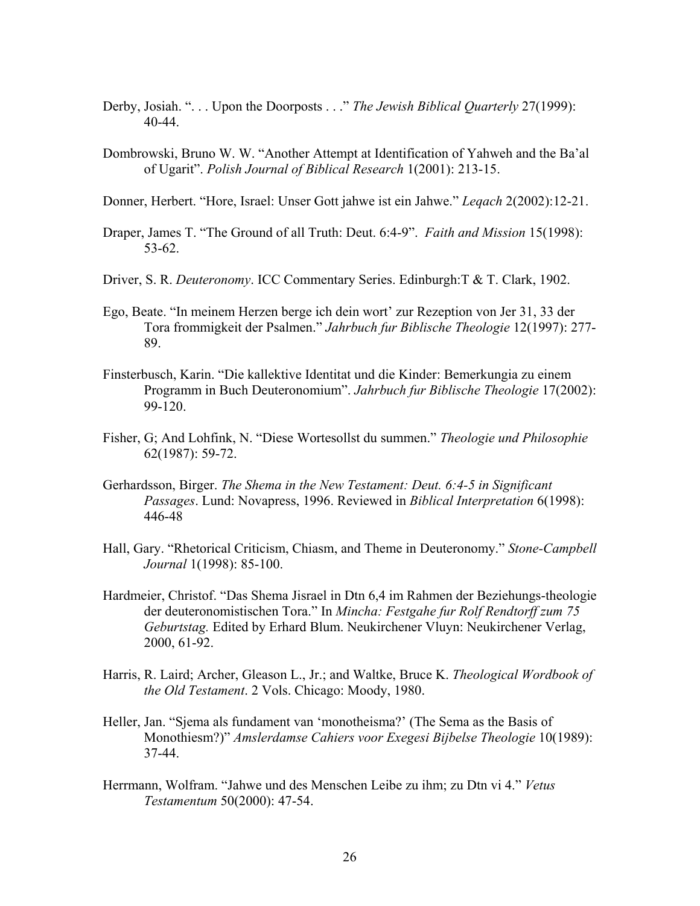Derby, Josiah. ". . . Upon the Doorposts . . ." *The Jewish Biblical Quarterly* 27(1999): 40-44.

Dombrowski, Bruno W. W. "Another Attempt at Identification of Yahweh and the Ba'al of Ugarit". *Polish Journal of Biblical Research* 1(2001): 213-15.

Donner, Herbert. "Hore, Israel: Unser Gott jahwe ist ein Jahwe." *Leqach* 2(2002):12-21.

Draper, James T. "The Ground of all Truth: Deut. 6:4-9". *Faith and Mission* 15(1998): 53-62.

Driver, S. R. *Deuteronomy*. ICC Commentary Series. Edinburgh:T & T. Clark, 1902.

Ego, Beate. "In meinem Herzen berge ich dein wort' zur Rezeption von Jer 31, 33 der Tora frommigkeit der Psalmen." *Jahrbuch fur Biblische Theologie* 12(1997): 277-89.

Finsterbusch, Karin. "Die kallektive Identitat und die Kinder: Bemerkungia zu einem Programm in Buch Deuteronomium". *Jahrbuch fur Biblische Theologie* 17(2002): 99-120.

Fisher, G; And Lohfink, N. "Diese Wortesollst du summen." *Theologie und Philosophie* 62(1987): 59-72.

Gerhardsson, Birger. *The Shema in the New Testament: Deut. 6:4-5 in Significant Passages*. Lund: Novapress, 1996. Reviewed in *Biblical Interpretation* 6(1998): 446-48

Hall, Gary. "Rhetorical Criticism, Chiasm, and Theme in Deuteronomy." *Stone-Campbell Journal* 1(1998): 85-100.

Hardmeier, Christof. "Das Shema Jisrael in Dtn 6,4 im Rahmen der Beziehungs-theologie der deuteronomistischen Tora." In *Mincha: Festgahe fur Rolf Rendtorff zum 75 Geburtstag.* Edited by Erhard Blum. Neukirchener Vluyn: Neukirchener Verlag, 2000, 61-92.

Harris, R. Laird; Archer, Gleason L., Jr.; and Waltke, Bruce K. *Theological Wordbook of the Old Testament*. 2 Vols. Chicago: Moody, 1980.

Heller, Jan. "Sjema als fundament van 'monotheisma?' (The Sema as the Basis of Monothiesm?)" *Amslerdamse Cahiers voor Exegesi Bijbelse Theologie* 10(1989): 37-44.

Herrmann, Wolfram. "Jahwe und des Menschen Leibe zu ihm; zu Dtn vi 4." *Vetus Testamentum* 50(2000): 47-54.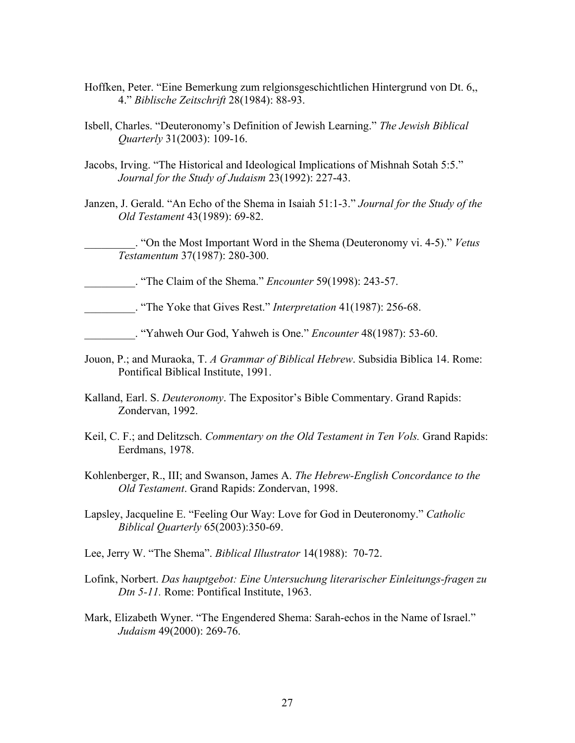Hoffken, Peter. “Eine Bemerkung zum relgionsgeschichtlichen Hintergrund von Dt. 6,, 4.” *Biblische Zeitschrift* 28(1984): 88-93.

Isbell, Charles. “Deuteronomy’s Definition of Jewish Learning.” *The Jewish Biblical Quarterly* 31(2003): 109-16.

Jacobs, Irving. “The Historical and Ideological Implications of Mishnah Sotah 5:5.” *Journal for the Study of Judaism* 23(1992): 227-43.

Janzen, J. Gerald. “An Echo of the Shema in Isaiah 51:1-3.” *Journal for the Study of the Old Testament* 43(1989): 69-82.

_________. “On the Most Important Word in the Shema (Deuteronomy vi. 4-5).” *Vetus Testamentum* 37(1987): 280-300.

_________. “The Claim of the Shema.” *Encounter* 59(1998): 243-57.

_________. “The Yoke that Gives Rest.” *Interpretation* 41(1987): 256-68.

_________. “Yahweh Our God, Yahweh is One.” *Encounter* 48(1987): 53-60.

Jouon, P.; and Muraoka, T. *A Grammar of Biblical Hebrew*. Subsidia Biblica 14. Rome: Pontifical Biblical Institute, 1991.

Kalland, Earl. S. *Deuteronomy*. The Expositor’s Bible Commentary. Grand Rapids: Zondervan, 1992.

Keil, C. F.; and Delitzsch. *Commentary on the Old Testament in Ten Vols.* Grand Rapids: Eerdmans, 1978.

Kohlenberger, R., III; and Swanson, James A. *The Hebrew-English Concordance to the Old Testament*. Grand Rapids: Zondervan, 1998.

Lapsley, Jacqueline E. “Feeling Our Way: Love for God in Deuteronomy.” *Catholic Biblical Quarterly* 65(2003):350-69.

Lee, Jerry W. “The Shema”. *Biblical Illustrator* 14(1988): 70-72.

Lofink, Norbert. *Das hauptgebot: Eine Untersuchung literarischer Einleitungs-fragen zu Dtn 5-11.* Rome: Pontifical Institute, 1963.

Mark, Elizabeth Wyner. “The Engendered Shema: Sarah-echos in the Name of Israel.” *Judaism* 49(2000): 269-76.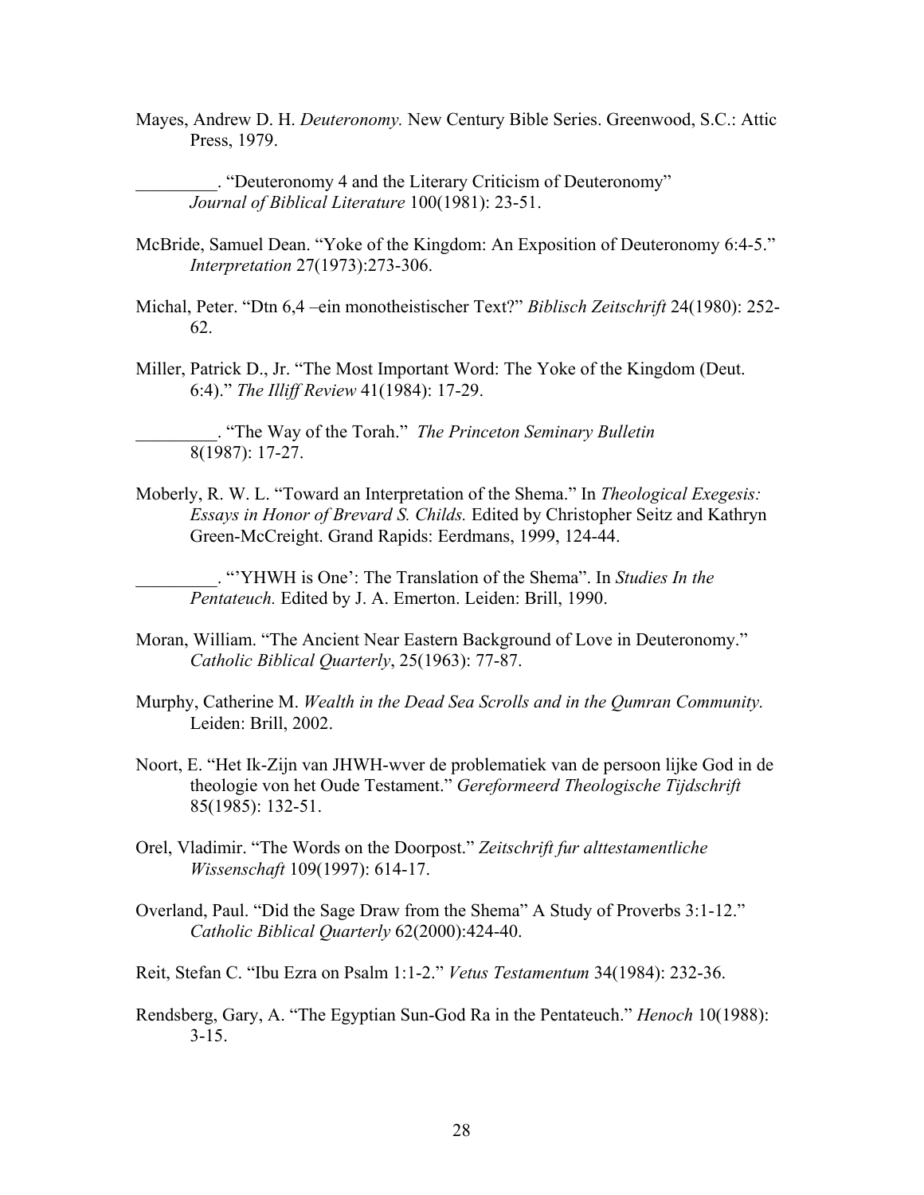Mayes, Andrew D. H. *Deuteronomy.* New Century Bible Series. Greenwood, S.C.: Attic Press, 1979.

_________. "Deuteronomy 4 and the Literary Criticism of Deuteronomy" *Journal of Biblical Literature* 100(1981): 23-51.

McBride, Samuel Dean. "Yoke of the Kingdom: An Exposition of Deuteronomy 6:4-5." *Interpretation* 27(1973):273-306.

Michal, Peter. "Dtn 6,4 –ein monotheistischer Text?" *Biblisch Zeitschrift* 24(1980): 252-62.

Miller, Patrick D., Jr. "The Most Important Word: The Yoke of the Kingdom (Deut. 6:4)." *The Illiff Review* 41(1984): 17-29.

_________. "The Way of the Torah." *The Princeton Seminary Bulletin* 8(1987): 17-27.

Moberly, R. W. L. "Toward an Interpretation of the Shema." In *Theological Exegesis: Essays in Honor of Brevard S. Childs.* Edited by Christopher Seitz and Kathryn Green-McCreight. Grand Rapids: Eerdmans, 1999, 124-44.

_________. "'YHWH is One': The Translation of the Shema". In *Studies In the Pentateuch.* Edited by J. A. Emerton. Leiden: Brill, 1990.

Moran, William. "The Ancient Near Eastern Background of Love in Deuteronomy." *Catholic Biblical Quarterly*, 25(1963): 77-87.

Murphy, Catherine M. *Wealth in the Dead Sea Scrolls and in the Qumran Community.* Leiden: Brill, 2002.

Noort, E. "Het Ik-Zijn van JHWH-wver de problematiek van de persoon lijke God in de theologie von het Oude Testament." *Gereformeerd Theologische Tijdschrift* 85(1985): 132-51.

Orel, Vladimir. "The Words on the Doorpost." *Zeitschrift fur alttestamentliche Wissenschaft* 109(1997): 614-17.

Overland, Paul. "Did the Sage Draw from the Shema" A Study of Proverbs 3:1-12." *Catholic Biblical Quarterly* 62(2000):424-40.

Reit, Stefan C. "Ibu Ezra on Psalm 1:1-2." *Vetus Testamentum* 34(1984): 232-36.

Rendsberg, Gary, A. "The Egyptian Sun-God Ra in the Pentateuch." *Henoch* 10(1988): 3-15.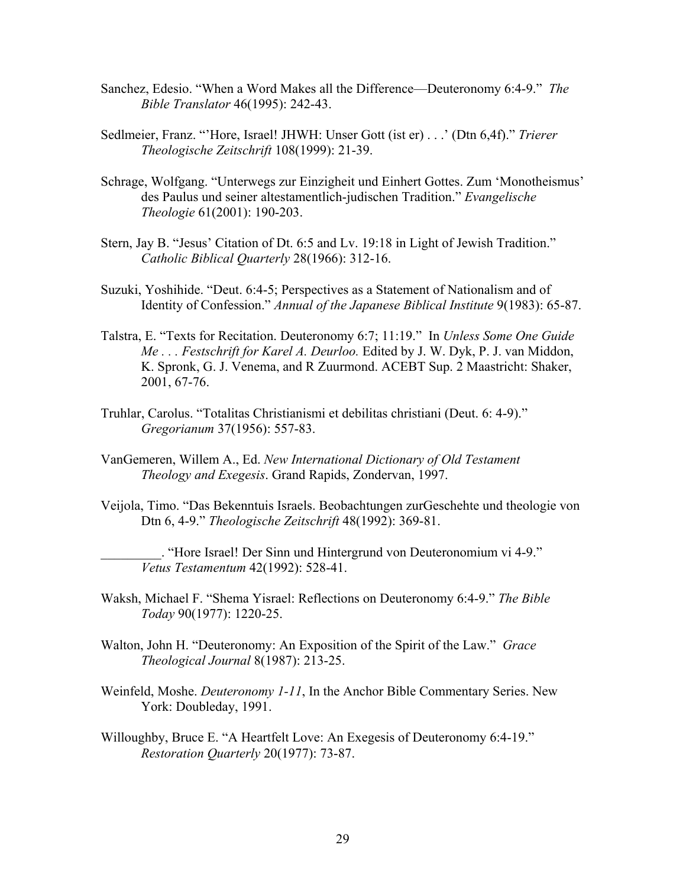Sanchez, Edesio. “When a Word Makes all the Difference—Deuteronomy 6:4-9.” *The Bible Translator* 46(1995): 242-43.

Sedlmeier, Franz. “’Hore, Israel! JHWH: Unser Gott (ist er) . . .’ (Dtn 6,4f).” *Trierer Theologische Zeitschrift* 108(1999): 21-39.

Schrage, Wolfgang. “Unterwegs zur Einzigheit und Einhert Gottes. Zum ‘Monotheismus’ des Paulus und seiner altestamentlich-judischen Tradition.” *Evangelische Theologie* 61(2001): 190-203.

Stern, Jay B. “Jesus’ Citation of Dt. 6:5 and Lv. 19:18 in Light of Jewish Tradition.” *Catholic Biblical Quarterly* 28(1966): 312-16.

Suzuki, Yoshihide. “Deut. 6:4-5; Perspectives as a Statement of Nationalism and of Identity of Confession.” *Annual of the Japanese Biblical Institute* 9(1983): 65-87.

Talstra, E. “Texts for Recitation. Deuteronomy 6:7; 11:19.” In *Unless Some One Guide Me . . . Festschrift for Karel A. Deurloo.* Edited by J. W. Dyk, P. J. van Middon, K. Spronk, G. J. Venema, and R Zuurmond. ACEBT Sup. 2 Maastricht: Shaker, 2001, 67-76.

Truhlar, Carolus. “Totalitas Christianismi et debilitas christiani (Deut. 6: 4-9).” *Gregorianum* 37(1956): 557-83.

VanGemeren, Willem A., Ed. *New International Dictionary of Old Testament Theology and Exegesis*. Grand Rapids, Zondervan, 1997.

Veijola, Timo. “Das Bekenntuis Israels. Beobachtungen zurGeschehte und theologie von Dtn 6, 4-9.” *Theologische Zeitschrift* 48(1992): 369-81.

_________. “Hore Israel! Der Sinn und Hintergrund von Deuteronomium vi 4-9.” *Vetus Testamentum* 42(1992): 528-41.

Waksh, Michael F. “Shema Yisrael: Reflections on Deuteronomy 6:4-9.” *The Bible Today* 90(1977): 1220-25.

Walton, John H. “Deuteronomy: An Exposition of the Spirit of the Law.” *Grace Theological Journal* 8(1987): 213-25.

Weinfeld, Moshe. *Deuteronomy 1-11*, In the Anchor Bible Commentary Series. New York: Doubleday, 1991.

Willoughby, Bruce E. “A Heartfelt Love: An Exegesis of Deuteronomy 6:4-19.” *Restoration Quarterly* 20(1977): 73-87.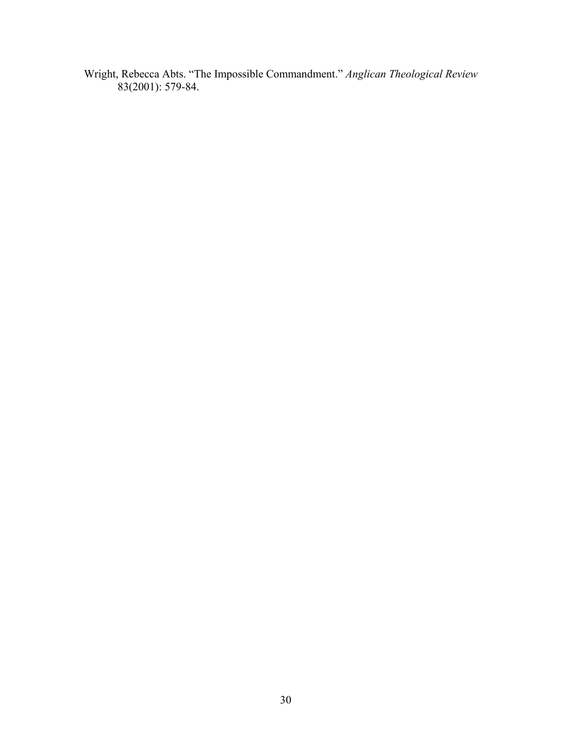Wright, Rebecca Abts. "The Impossible Commandment." *Anglican Theological Review* 83(2001): 579-84.